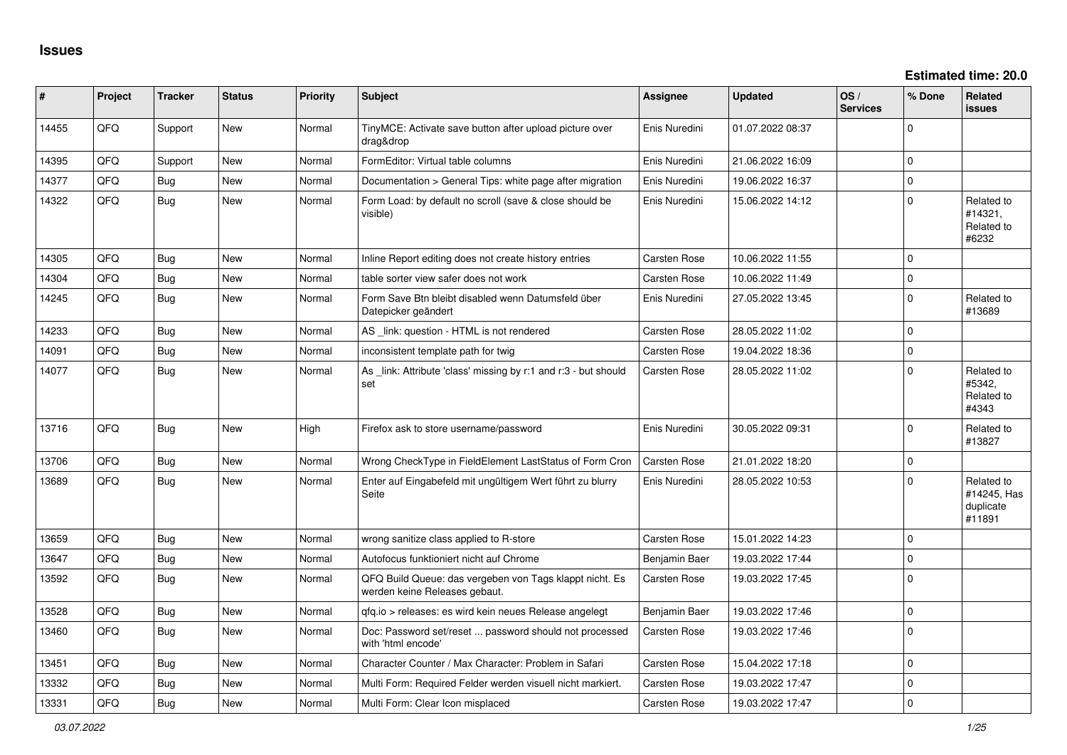# Issues

**Estimated time: 20.0**

| # | Project | Tracker | Status | Priority | Subject | Assignee | Updated | OS / Services | % Done | Related issues |
|---|---|---|---|---|---|---|---|---|---|---|
| 14455 | QFQ | Support | New | Normal | TinyMCE: Activate save button after upload picture over drag&drop | Enis Nuredini | 01.07.2022 08:37 | | 0 | |
| 14395 | QFQ | Support | New | Normal | FormEditor: Virtual table columns | Enis Nuredini | 21.06.2022 16:09 | | 0 | |
| 14377 | QFQ | Bug | New | Normal | Documentation > General Tips: white page after migration | Enis Nuredini | 19.06.2022 16:37 | | 0 | |
| 14322 | QFQ | Bug | New | Normal | Form Load: by default no scroll (save & close should be visible) | Enis Nuredini | 15.06.2022 14:12 | | 0 | Related to #14321, Related to #6232 |
| 14305 | QFQ | Bug | New | Normal | Inline Report editing does not create history entries | Carsten Rose | 10.06.2022 11:55 | | 0 | |
| 14304 | QFQ | Bug | New | Normal | table sorter view safer does not work | Carsten Rose | 10.06.2022 11:49 | | 0 | |
| 14245 | QFQ | Bug | New | Normal | Form Save Btn bleibt disabled wenn Datumsfeld über Datepicker geändert | Enis Nuredini | 27.05.2022 13:45 | | 0 | Related to #13689 |
| 14233 | QFQ | Bug | New | Normal | AS _link: question - HTML is not rendered | Carsten Rose | 28.05.2022 11:02 | | 0 | |
| 14091 | QFQ | Bug | New | Normal | inconsistent template path for twig | Carsten Rose | 19.04.2022 18:36 | | 0 | |
| 14077 | QFQ | Bug | New | Normal | As _link: Attribute 'class' missing by r:1 and r:3 - but should set | Carsten Rose | 28.05.2022 11:02 | | 0 | Related to #5342, Related to #4343 |
| 13716 | QFQ | Bug | New | High | Firefox ask to store username/password | Enis Nuredini | 30.05.2022 09:31 | | 0 | Related to #13827 |
| 13706 | QFQ | Bug | New | Normal | Wrong CheckType in FieldElement LastStatus of Form Cron | Carsten Rose | 21.01.2022 18:20 | | 0 | |
| 13689 | QFQ | Bug | New | Normal | Enter auf Eingabefeld mit ungültigem Wert führt zu blurry Seite | Enis Nuredini | 28.05.2022 10:53 | | 0 | Related to #14245, Has duplicate #11891 |
| 13659 | QFQ | Bug | New | Normal | wrong sanitize class applied to R-store | Carsten Rose | 15.01.2022 14:23 | | 0 | |
| 13647 | QFQ | Bug | New | Normal | Autofocus funktioniert nicht auf Chrome | Benjamin Baer | 19.03.2022 17:44 | | 0 | |
| 13592 | QFQ | Bug | New | Normal | QFQ Build Queue: das vergeben von Tags klappt nicht. Es werden keine Releases gebaut. | Carsten Rose | 19.03.2022 17:45 | | 0 | |
| 13528 | QFQ | Bug | New | Normal | qfq.io > releases: es wird kein neues Release angelegt | Benjamin Baer | 19.03.2022 17:46 | | 0 | |
| 13460 | QFQ | Bug | New | Normal | Doc: Password set/reset ... password should not processed with 'html encode' | Carsten Rose | 19.03.2022 17:46 | | 0 | |
| 13451 | QFQ | Bug | New | Normal | Character Counter / Max Character: Problem in Safari | Carsten Rose | 15.04.2022 17:18 | | 0 | |
| 13332 | QFQ | Bug | New | Normal | Multi Form: Required Felder werden visuell nicht markiert. | Carsten Rose | 19.03.2022 17:47 | | 0 | |
| 13331 | QFQ | Bug | New | Normal | Multi Form: Clear Icon misplaced | Carsten Rose | 19.03.2022 17:47 | | 0 | |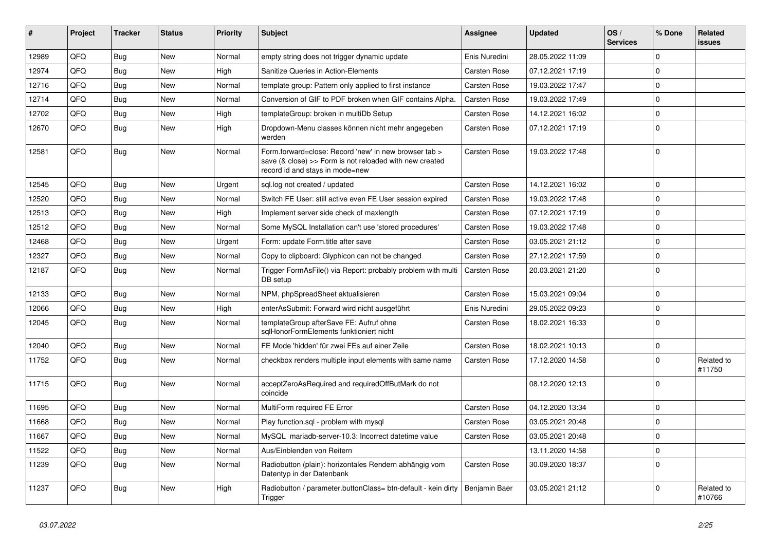| # | Project | Tracker | Status | Priority | Subject | Assignee | Updated | OS / Services | % Done | Related issues |
|---|---|---|---|---|---|---|---|---|---|---|
| 12989 | QFQ | Bug | New | Normal | empty string does not trigger dynamic update | Enis Nuredini | 28.05.2022 11:09 | | 0 | |
| 12974 | QFQ | Bug | New | High | Sanitize Queries in Action-Elements | Carsten Rose | 07.12.2021 17:19 | | 0 | |
| 12716 | QFQ | Bug | New | Normal | template group: Pattern only applied to first instance | Carsten Rose | 19.03.2022 17:47 | | 0 | |
| 12714 | QFQ | Bug | New | Normal | Conversion of GIF to PDF broken when GIF contains Alpha. | Carsten Rose | 19.03.2022 17:49 | | 0 | |
| 12702 | QFQ | Bug | New | High | templateGroup: broken in multiDb Setup | Carsten Rose | 14.12.2021 16:02 | | 0 | |
| 12670 | QFQ | Bug | New | High | Dropdown-Menu classes können nicht mehr angegeben werden | Carsten Rose | 07.12.2021 17:19 | | 0 | |
| 12581 | QFQ | Bug | New | Normal | Form.forward=close: Record 'new' in new browser tab > save (& close) >> Form is not reloaded with new created record id and stays in mode=new | Carsten Rose | 19.03.2022 17:48 | | 0 | |
| 12545 | QFQ | Bug | New | Urgent | sql.log not created / updated | Carsten Rose | 14.12.2021 16:02 | | 0 | |
| 12520 | QFQ | Bug | New | Normal | Switch FE User: still active even FE User session expired | Carsten Rose | 19.03.2022 17:48 | | 0 | |
| 12513 | QFQ | Bug | New | High | Implement server side check of maxlength | Carsten Rose | 07.12.2021 17:19 | | 0 | |
| 12512 | QFQ | Bug | New | Normal | Some MySQL Installation can't use 'stored procedures' | Carsten Rose | 19.03.2022 17:48 | | 0 | |
| 12468 | QFQ | Bug | New | Urgent | Form: update Form.title after save | Carsten Rose | 03.05.2021 21:12 | | 0 | |
| 12327 | QFQ | Bug | New | Normal | Copy to clipboard: Glyphicon can not be changed | Carsten Rose | 27.12.2021 17:59 | | 0 | |
| 12187 | QFQ | Bug | New | Normal | Trigger FormAsFile() via Report: probably problem with multi DB setup | Carsten Rose | 20.03.2021 21:20 | | 0 | |
| 12133 | QFQ | Bug | New | Normal | NPM, phpSpreadSheet aktualisieren | Carsten Rose | 15.03.2021 09:04 | | 0 | |
| 12066 | QFQ | Bug | New | High | enterAsSubmit: Forward wird nicht ausgeführt | Enis Nuredini | 29.05.2022 09:23 | | 0 | |
| 12045 | QFQ | Bug | New | Normal | templateGroup afterSave FE: Aufruf ohne sqlHonorFormElements funktioniert nicht | Carsten Rose | 18.02.2021 16:33 | | 0 | |
| 12040 | QFQ | Bug | New | Normal | FE Mode 'hidden' für zwei FEs auf einer Zeile | Carsten Rose | 18.02.2021 10:13 | | 0 | |
| 11752 | QFQ | Bug | New | Normal | checkbox renders multiple input elements with same name | Carsten Rose | 17.12.2020 14:58 | | 0 | Related to #11750 |
| 11715 | QFQ | Bug | New | Normal | acceptZeroAsRequired and requiredOffButMark do not coincide | | 08.12.2020 12:13 | | 0 | |
| 11695 | QFQ | Bug | New | Normal | MultiForm required FE Error | Carsten Rose | 04.12.2020 13:34 | | 0 | |
| 11668 | QFQ | Bug | New | Normal | Play function.sql - problem with mysql | Carsten Rose | 03.05.2021 20:48 | | 0 | |
| 11667 | QFQ | Bug | New | Normal | MySQL mariadb-server-10.3: Incorrect datetime value | Carsten Rose | 03.05.2021 20:48 | | 0 | |
| 11522 | QFQ | Bug | New | Normal | Aus/Einblenden von Reitern | | 13.11.2020 14:58 | | 0 | |
| 11239 | QFQ | Bug | New | Normal | Radiobutton (plain): horizontales Rendern abhängig vom Datentyp in der Datenbank | Carsten Rose | 30.09.2020 18:37 | | 0 | |
| 11237 | QFQ | Bug | New | High | Radiobutton / parameter.buttonClass= btn-default - kein dirty Trigger | Benjamin Baer | 03.05.2021 21:12 | | 0 | Related to #10766 |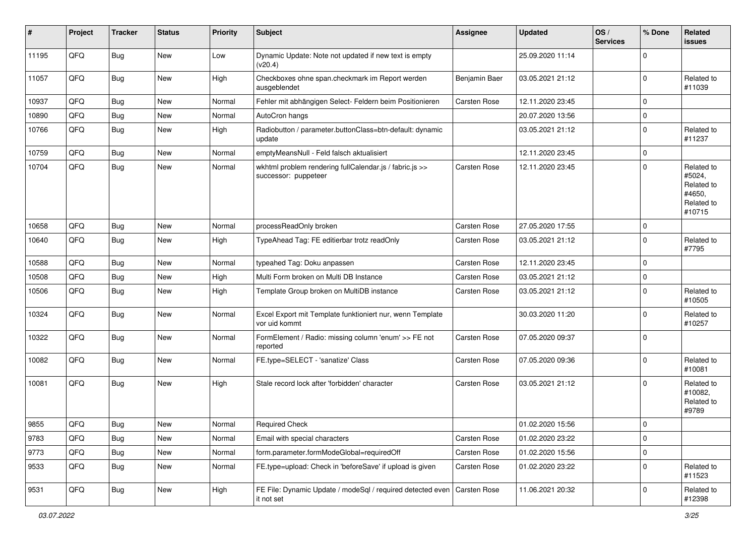| # | Project | Tracker | Status | Priority | Subject | Assignee | Updated | OS / Services | % Done | Related issues |
|---|---|---|---|---|---|---|---|---|---|---|
| 11195 | QFQ | Bug | New | Low | Dynamic Update: Note not updated if new text is empty (v20.4) | | 25.09.2020 11:14 | | 0 | |
| 11057 | QFQ | Bug | New | High | Checkboxes ohne span.checkmark im Report werden ausgeblendet | Benjamin Baer | 03.05.2021 21:12 | | 0 | Related to #11039 |
| 10937 | QFQ | Bug | New | Normal | Fehler mit abhängigen Select- Feldern beim Positionieren | Carsten Rose | 12.11.2020 23:45 | | 0 | |
| 10890 | QFQ | Bug | New | Normal | AutoCron hangs | | 20.07.2020 13:56 | | 0 | |
| 10766 | QFQ | Bug | New | High | Radiobutton / parameter.buttonClass=btn-default: dynamic update | | 03.05.2021 21:12 | | 0 | Related to #11237 |
| 10759 | QFQ | Bug | New | Normal | emptyMeansNull - Feld falsch aktualisiert | | 12.11.2020 23:45 | | 0 | |
| 10704 | QFQ | Bug | New | Normal | wkhtml problem rendering fullCalendar.js / fabric.js >> successor: puppeteer | Carsten Rose | 12.11.2020 23:45 | | 0 | Related to #5024, Related to #4650, Related to #10715 |
| 10658 | QFQ | Bug | New | Normal | processReadOnly broken | Carsten Rose | 27.05.2020 17:55 | | 0 | |
| 10640 | QFQ | Bug | New | High | TypeAhead Tag: FE editierbar trotz readOnly | Carsten Rose | 03.05.2021 21:12 | | 0 | Related to #7795 |
| 10588 | QFQ | Bug | New | Normal | typeahed Tag: Doku anpassen | Carsten Rose | 12.11.2020 23:45 | | 0 | |
| 10508 | QFQ | Bug | New | High | Multi Form broken on Multi DB Instance | Carsten Rose | 03.05.2021 21:12 | | 0 | |
| 10506 | QFQ | Bug | New | High | Template Group broken on MultiDB instance | Carsten Rose | 03.05.2021 21:12 | | 0 | Related to #10505 |
| 10324 | QFQ | Bug | New | Normal | Excel Export mit Template funktioniert nur, wenn Template vor uid kommt | | 30.03.2020 11:20 | | 0 | Related to #10257 |
| 10322 | QFQ | Bug | New | Normal | FormElement / Radio: missing column 'enum' >> FE not reported | Carsten Rose | 07.05.2020 09:37 | | 0 | |
| 10082 | QFQ | Bug | New | Normal | FE.type=SELECT - 'sanatize' Class | Carsten Rose | 07.05.2020 09:36 | | 0 | Related to #10081 |
| 10081 | QFQ | Bug | New | High | Stale record lock after 'forbidden' character | Carsten Rose | 03.05.2021 21:12 | | 0 | Related to #10082, Related to #9789 |
| 9855 | QFQ | Bug | New | Normal | Required Check | | 01.02.2020 15:56 | | 0 | |
| 9783 | QFQ | Bug | New | Normal | Email with special characters | Carsten Rose | 01.02.2020 23:22 | | 0 | |
| 9773 | QFQ | Bug | New | Normal | form.parameter.formModeGlobal=requiredOff | Carsten Rose | 01.02.2020 15:56 | | 0 | |
| 9533 | QFQ | Bug | New | Normal | FE.type=upload: Check in 'beforeSave' if upload is given | Carsten Rose | 01.02.2020 23:22 | | 0 | Related to #11523 |
| 9531 | QFQ | Bug | New | High | FE File: Dynamic Update / modeSql / required detected even it not set | Carsten Rose | 11.06.2021 20:32 | | 0 | Related to #12398 |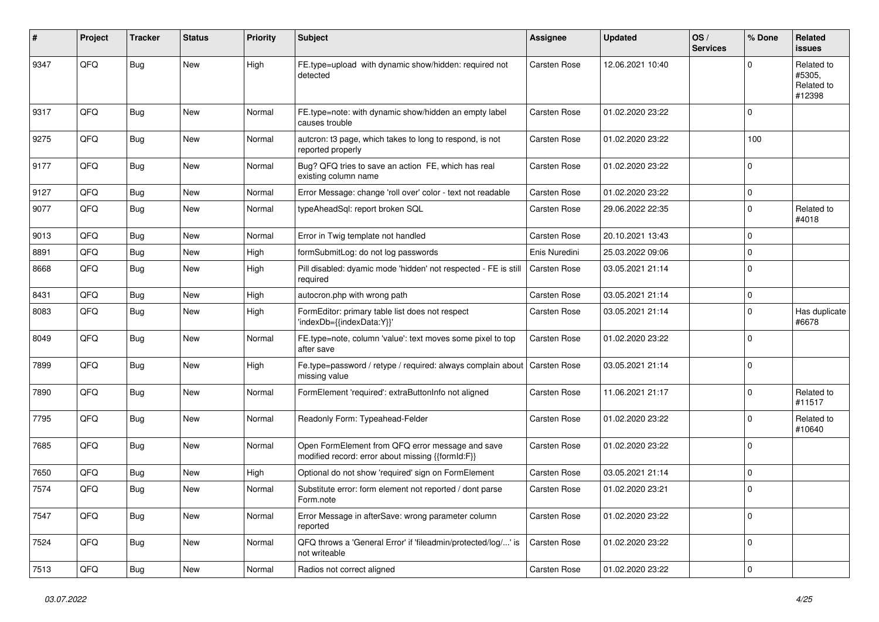| # | Project | Tracker | Status | Priority | Subject | Assignee | Updated | OS / Services | % Done | Related issues |
|---|---|---|---|---|---|---|---|---|---|---|
| 9347 | QFO | Bug | New | High | FE.type=upload with dynamic show/hidden: required not detected | Carsten Rose | 12.06.2021 10:40 | | 0 | Related to #5305, Related to #12398 |
| 9317 | QFQ | Bug | New | Normal | FE.type=note: with dynamic show/hidden an empty label causes trouble | Carsten Rose | 01.02.2020 23:22 | | 0 | |
| 9275 | QFQ | Bug | New | Normal | autcron: t3 page, which takes to long to respond, is not reported properly | Carsten Rose | 01.02.2020 23:22 | | 100 | |
| 9177 | QFQ | Bug | New | Normal | Bug? QFQ tries to save an action FE, which has real existing column name | Carsten Rose | 01.02.2020 23:22 | | 0 | |
| 9127 | QFQ | Bug | New | Normal | Error Message: change 'roll over' color - text not readable | Carsten Rose | 01.02.2020 23:22 | | 0 | |
| 9077 | QFQ | Bug | New | Normal | typeAheadSql: report broken SQL | Carsten Rose | 29.06.2022 22:35 | | 0 | Related to #4018 |
| 9013 | QFQ | Bug | New | Normal | Error in Twig template not handled | Carsten Rose | 20.10.2021 13:43 | | 0 | |
| 8891 | QFQ | Bug | New | High | formSubmitLog: do not log passwords | Enis Nuredini | 25.03.2022 09:06 | | 0 | |
| 8668 | QFQ | Bug | New | High | Pill disabled: dyamic mode 'hidden' not respected - FE is still required | Carsten Rose | 03.05.2021 21:14 | | 0 | |
| 8431 | QFQ | Bug | New | High | autocron.php with wrong path | Carsten Rose | 03.05.2021 21:14 | | 0 | |
| 8083 | QFQ | Bug | New | High | FormEditor: primary table list does not respect 'indexDb={{indexData:Y}}' | Carsten Rose | 03.05.2021 21:14 | | 0 | Has duplicate #6678 |
| 8049 | QFQ | Bug | New | Normal | FE.type=note, column 'value': text moves some pixel to top after save | Carsten Rose | 01.02.2020 23:22 | | 0 | |
| 7899 | QFQ | Bug | New | High | Fe.type=password / retype / required: always complain about missing value | Carsten Rose | 03.05.2021 21:14 | | 0 | |
| 7890 | QFQ | Bug | New | Normal | FormElement 'required': extraButtonInfo not aligned | Carsten Rose | 11.06.2021 21:17 | | 0 | Related to #11517 |
| 7795 | QFQ | Bug | New | Normal | Readonly Form: Typeahead-Felder | Carsten Rose | 01.02.2020 23:22 | | 0 | Related to #10640 |
| 7685 | QFQ | Bug | New | Normal | Open FormElement from QFQ error message and save modified record: error about missing {{formId:F}} | Carsten Rose | 01.02.2020 23:22 | | 0 | |
| 7650 | QFQ | Bug | New | High | Optional do not show 'required' sign on FormElement | Carsten Rose | 03.05.2021 21:14 | | 0 | |
| 7574 | QFQ | Bug | New | Normal | Substitute error: form element not reported / dont parse Form.note | Carsten Rose | 01.02.2020 23:21 | | 0 | |
| 7547 | QFQ | Bug | New | Normal | Error Message in afterSave: wrong parameter column reported | Carsten Rose | 01.02.2020 23:22 | | 0 | |
| 7524 | QFQ | Bug | New | Normal | QFQ throws a 'General Error' if 'fileadmin/protected/log/...' is not writeable | Carsten Rose | 01.02.2020 23:22 | | 0 | |
| 7513 | QFQ | Bug | New | Normal | Radios not correct aligned | Carsten Rose | 01.02.2020 23:22 | | 0 | |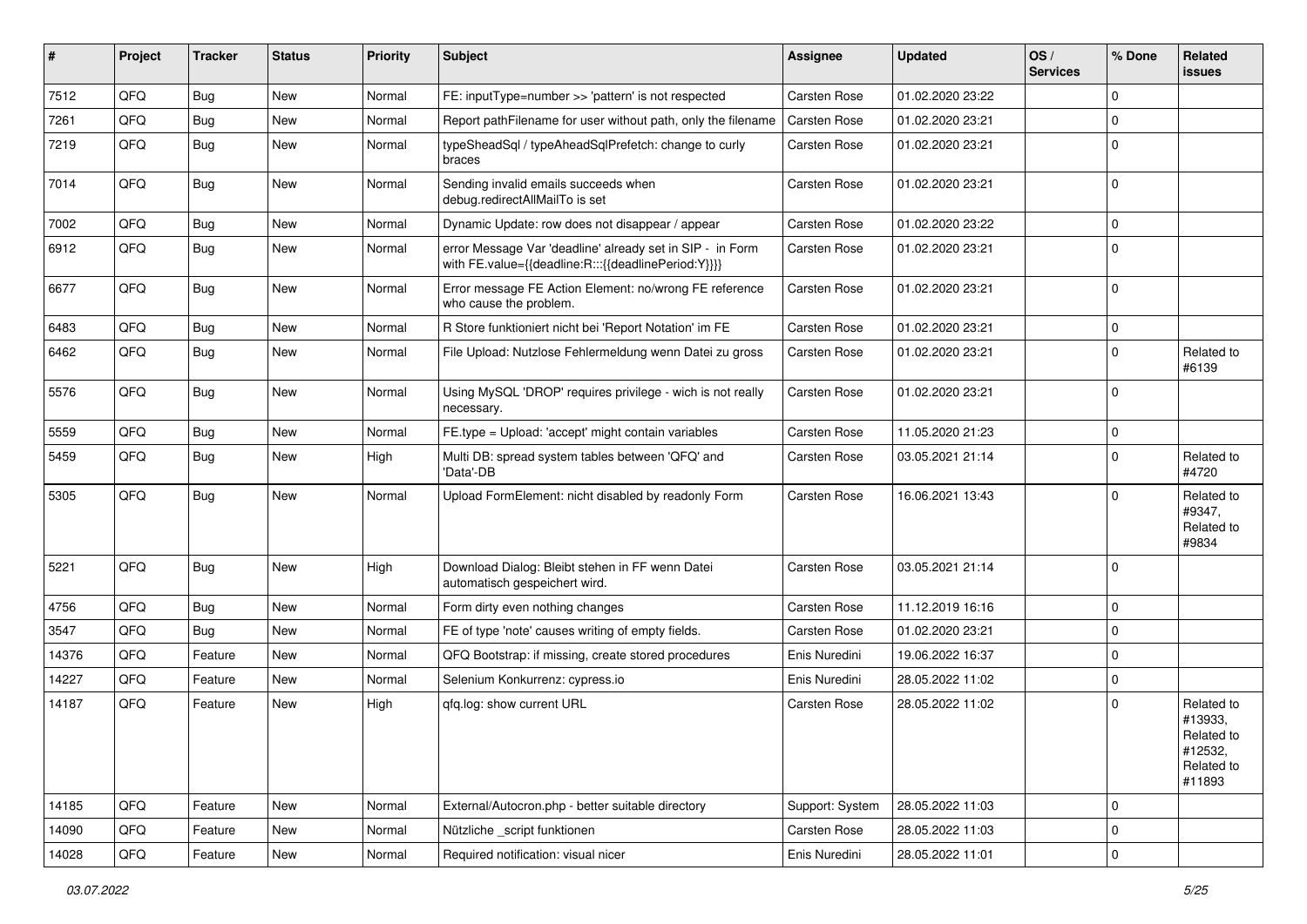| # | Project | Tracker | Status | Priority | Subject | Assignee | Updated | OS / Services | % Done | Related issues |
|---|---|---|---|---|---|---|---|---|---|---|
| 7512 | QFQ | Bug | New | Normal | FE: inputType=number >> 'pattern' is not respected | Carsten Rose | 01.02.2020 23:22 | | 0 | |
| 7261 | QFQ | Bug | New | Normal | Report pathFilename for user without path, only the filename | Carsten Rose | 01.02.2020 23:21 | | 0 | |
| 7219 | QFQ | Bug | New | Normal | typeSheadSql / typeAheadSqlPrefetch: change to curly braces | Carsten Rose | 01.02.2020 23:21 | | 0 | |
| 7014 | QFQ | Bug | New | Normal | Sending invalid emails succeeds when debug.redirectAllMailTo is set | Carsten Rose | 01.02.2020 23:21 | | 0 | |
| 7002 | QFQ | Bug | New | Normal | Dynamic Update: row does not disappear / appear | Carsten Rose | 01.02.2020 23:22 | | 0 | |
| 6912 | QFQ | Bug | New | Normal | error Message Var 'deadline' already set in SIP - in Form with FE.value={{deadline:R:::{{deadlinePeriod:Y}}}} | Carsten Rose | 01.02.2020 23:21 | | 0 | |
| 6677 | QFQ | Bug | New | Normal | Error message FE Action Element: no/wrong FE reference who cause the problem. | Carsten Rose | 01.02.2020 23:21 | | 0 | |
| 6483 | QFQ | Bug | New | Normal | R Store funktioniert nicht bei 'Report Notation' im FE | Carsten Rose | 01.02.2020 23:21 | | 0 | |
| 6462 | QFQ | Bug | New | Normal | File Upload: Nutzlose Fehlermeldung wenn Datei zu gross | Carsten Rose | 01.02.2020 23:21 | | 0 | Related to #6139 |
| 5576 | QFQ | Bug | New | Normal | Using MySQL 'DROP' requires privilege - wich is not really necessary. | Carsten Rose | 01.02.2020 23:21 | | 0 | |
| 5559 | QFQ | Bug | New | Normal | FE.type = Upload: 'accept' might contain variables | Carsten Rose | 11.05.2020 21:23 | | 0 | |
| 5459 | QFQ | Bug | New | High | Multi DB: spread system tables between 'QFQ' and 'Data'-DB | Carsten Rose | 03.05.2021 21:14 | | 0 | Related to #4720 |
| 5305 | QFQ | Bug | New | Normal | Upload FormElement: nicht disabled by readonly Form | Carsten Rose | 16.06.2021 13:43 | | 0 | Related to #9347, Related to #9834 |
| 5221 | QFQ | Bug | New | High | Download Dialog: Bleibt stehen in FF wenn Datei automatisch gespeichert wird. | Carsten Rose | 03.05.2021 21:14 | | 0 | |
| 4756 | QFQ | Bug | New | Normal | Form dirty even nothing changes | Carsten Rose | 11.12.2019 16:16 | | 0 | |
| 3547 | QFQ | Bug | New | Normal | FE of type 'note' causes writing of empty fields. | Carsten Rose | 01.02.2020 23:21 | | 0 | |
| 14376 | QFQ | Feature | New | Normal | QFQ Bootstrap: if missing, create stored procedures | Enis Nuredini | 19.06.2022 16:37 | | 0 | |
| 14227 | QFQ | Feature | New | Normal | Selenium Konkurrenz: cypress.io | Enis Nuredini | 28.05.2022 11:02 | | 0 | |
| 14187 | QFQ | Feature | New | High | qfq.log: show current URL | Carsten Rose | 28.05.2022 11:02 | | 0 | Related to #13933, Related to #12532, Related to #11893 |
| 14185 | QFQ | Feature | New | Normal | External/Autocron.php - better suitable directory | Support: System | 28.05.2022 11:03 | | 0 | |
| 14090 | QFQ | Feature | New | Normal | Nützliche _script funktionen | Carsten Rose | 28.05.2022 11:03 | | 0 | |
| 14028 | QFQ | Feature | New | Normal | Required notification: visual nicer | Enis Nuredini | 28.05.2022 11:01 | | 0 | |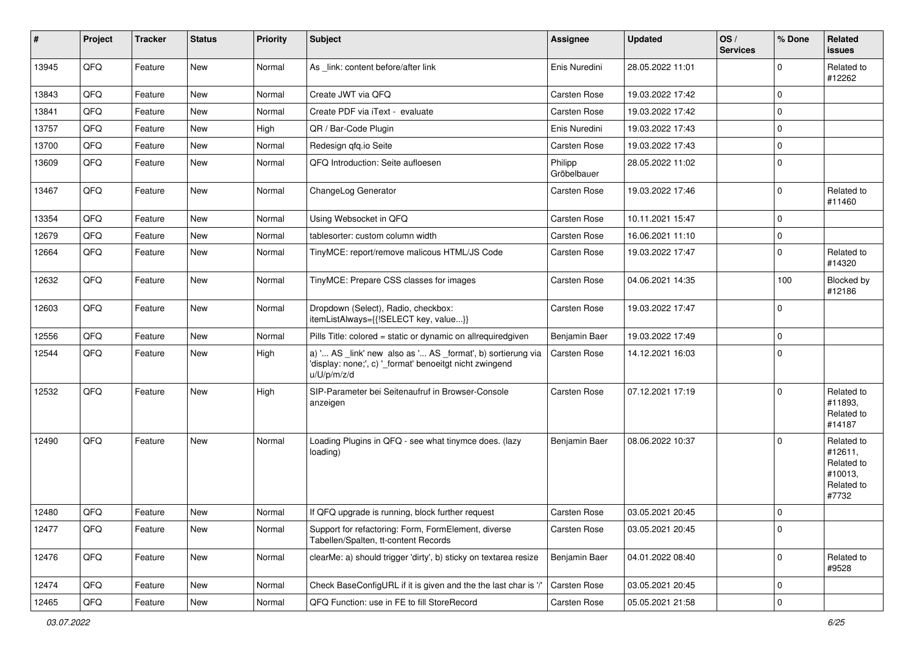| # | Project | Tracker | Status | Priority | Subject | Assignee | Updated | OS / Services | % Done | Related issues |
|---|---|---|---|---|---|---|---|---|---|---|
| 13945 | QFQ | Feature | New | Normal | As _link: content before/after link | Enis Nuredini | 28.05.2022 11:01 | | 0 | Related to #12262 |
| 13843 | QFQ | Feature | New | Normal | Create JWT via QFQ | Carsten Rose | 19.03.2022 17:42 | | 0 | |
| 13841 | QFQ | Feature | New | Normal | Create PDF via iText - evaluate | Carsten Rose | 19.03.2022 17:42 | | 0 | |
| 13757 | QFQ | Feature | New | High | QR / Bar-Code Plugin | Enis Nuredini | 19.03.2022 17:43 | | 0 | |
| 13700 | QFQ | Feature | New | Normal | Redesign qfq.io Seite | Carsten Rose | 19.03.2022 17:43 | | 0 | |
| 13609 | QFQ | Feature | New | Normal | QFQ Introduction: Seite aufloesen | Philipp Gröbelbauer | 28.05.2022 11:02 | | 0 | |
| 13467 | QFQ | Feature | New | Normal | ChangeLog Generator | Carsten Rose | 19.03.2022 17:46 | | 0 | Related to #11460 |
| 13354 | QFQ | Feature | New | Normal | Using Websocket in QFQ | Carsten Rose | 10.11.2021 15:47 | | 0 | |
| 12679 | QFQ | Feature | New | Normal | tablesorter: custom column width | Carsten Rose | 16.06.2021 11:10 | | 0 | |
| 12664 | QFQ | Feature | New | Normal | TinyMCE: report/remove malicous HTML/JS Code | Carsten Rose | 19.03.2022 17:47 | | 0 | Related to #14320 |
| 12632 | QFQ | Feature | New | Normal | TinyMCE: Prepare CSS classes for images | Carsten Rose | 04.06.2021 14:35 | | 100 | Blocked by #12186 |
| 12603 | QFQ | Feature | New | Normal | Dropdown (Select), Radio, checkbox: itemListAlways={{!SELECT key, value...}} | Carsten Rose | 19.03.2022 17:47 | | 0 | |
| 12556 | QFQ | Feature | New | Normal | Pills Title: colored = static or dynamic on allrequiredgiven | Benjamin Baer | 19.03.2022 17:49 | | 0 | |
| 12544 | QFQ | Feature | New | High | a) '... AS _link' new also as '... AS _format', b) sortierung via 'display: none;', c) '_format' benoeitgt nicht zwingend u/U/p/m/z/d | Carsten Rose | 14.12.2021 16:03 | | 0 | |
| 12532 | QFQ | Feature | New | High | SIP-Parameter bei Seitenaufruf in Browser-Console anzeigen | Carsten Rose | 07.12.2021 17:19 | | 0 | Related to #11893, Related to #14187 |
| 12490 | QFQ | Feature | New | Normal | Loading Plugins in QFQ - see what tinymce does. (lazy loading) | Benjamin Baer | 08.06.2022 10:37 | | 0 | Related to #12611, Related to #10013, Related to #7732 |
| 12480 | QFQ | Feature | New | Normal | If QFQ upgrade is running, block further request | Carsten Rose | 03.05.2021 20:45 | | 0 | |
| 12477 | QFQ | Feature | New | Normal | Support for refactoring: Form, FormElement, diverse Tabellen/Spalten, tt-content Records | Carsten Rose | 03.05.2021 20:45 | | 0 | |
| 12476 | QFQ | Feature | New | Normal | clearMe: a) should trigger 'dirty', b) sticky on textarea resize | Benjamin Baer | 04.01.2022 08:40 | | 0 | Related to #9528 |
| 12474 | QFQ | Feature | New | Normal | Check BaseConfigURL if it is given and the the last char is '/' | Carsten Rose | 03.05.2021 20:45 | | 0 | |
| 12465 | QFQ | Feature | New | Normal | QFQ Function: use in FE to fill StoreRecord | Carsten Rose | 05.05.2021 21:58 | | 0 | |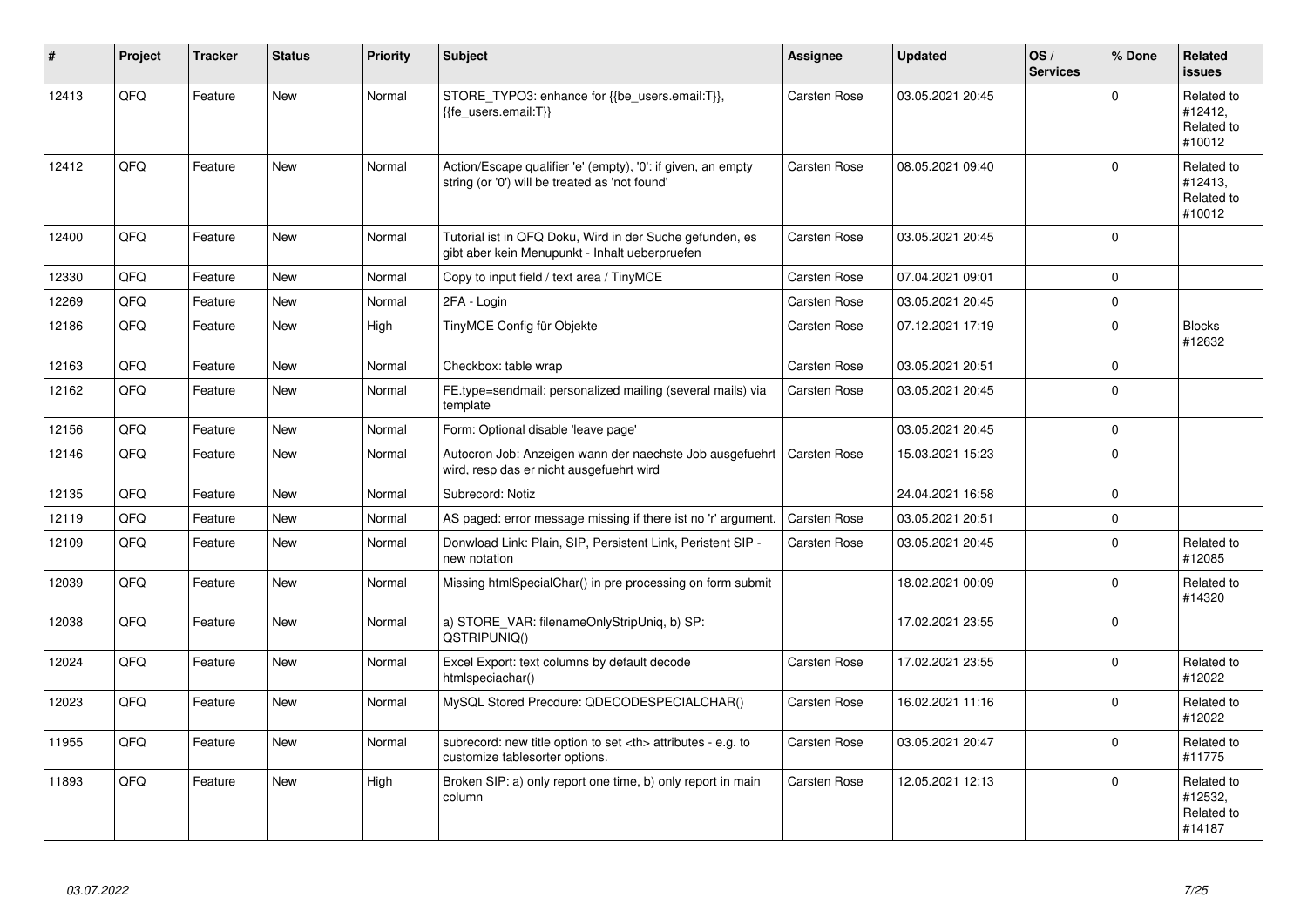| # | Project | Tracker | Status | Priority | Subject | Assignee | Updated | OS / Services | % Done | Related issues |
|---|---|---|---|---|---|---|---|---|---|---|
| 12413 | QFQ | Feature | New | Normal | STORE_TYPO3: enhance for {{be_users.email:T}}, {{fe_users.email:T}} | Carsten Rose | 03.05.2021 20:45 | | 0 | Related to #12412, Related to #10012 |
| 12412 | QFQ | Feature | New | Normal | Action/Escape qualifier 'e' (empty), '0': if given, an empty string (or '0') will be treated as 'not found' | Carsten Rose | 08.05.2021 09:40 | | 0 | Related to #12413, Related to #10012 |
| 12400 | QFQ | Feature | New | Normal | Tutorial ist in QFQ Doku, Wird in der Suche gefunden, es gibt aber kein Menupunkt - Inhalt ueberpruefen | Carsten Rose | 03.05.2021 20:45 | | 0 | |
| 12330 | QFQ | Feature | New | Normal | Copy to input field / text area / TinyMCE | Carsten Rose | 07.04.2021 09:01 | | 0 | |
| 12269 | QFQ | Feature | New | Normal | 2FA - Login | Carsten Rose | 03.05.2021 20:45 | | 0 | |
| 12186 | QFQ | Feature | New | High | TinyMCE Config für Objekte | Carsten Rose | 07.12.2021 17:19 | | 0 | Blocks #12632 |
| 12163 | QFQ | Feature | New | Normal | Checkbox: table wrap | Carsten Rose | 03.05.2021 20:51 | | 0 | |
| 12162 | QFQ | Feature | New | Normal | FE.type=sendmail: personalized mailing (several mails) via template | Carsten Rose | 03.05.2021 20:45 | | 0 | |
| 12156 | QFQ | Feature | New | Normal | Form: Optional disable 'leave page' | | 03.05.2021 20:45 | | 0 | |
| 12146 | QFQ | Feature | New | Normal | Autocron Job: Anzeigen wann der naechste Job ausgefuehrt wird, resp das er nicht ausgefuehrt wird | Carsten Rose | 15.03.2021 15:23 | | 0 | |
| 12135 | QFQ | Feature | New | Normal | Subrecord: Notiz | | 24.04.2021 16:58 | | 0 | |
| 12119 | QFQ | Feature | New | Normal | AS paged: error message missing if there ist no 'r' argument. | Carsten Rose | 03.05.2021 20:51 | | 0 | |
| 12109 | QFQ | Feature | New | Normal | Donwload Link: Plain, SIP, Persistent Link, Peristent SIP - new notation | Carsten Rose | 03.05.2021 20:45 | | 0 | Related to #12085 |
| 12039 | QFQ | Feature | New | Normal | Missing htmlSpecialChar() in pre processing on form submit | | 18.02.2021 00:09 | | 0 | Related to #14320 |
| 12038 | QFQ | Feature | New | Normal | a) STORE_VAR: filenameOnlyStripUniq, b) SP: QSTRIPUNIQ() | | 17.02.2021 23:55 | | 0 | |
| 12024 | QFQ | Feature | New | Normal | Excel Export: text columns by default decode htmlspeciachar() | Carsten Rose | 17.02.2021 23:55 | | 0 | Related to #12022 |
| 12023 | QFQ | Feature | New | Normal | MySQL Stored Precdure: QDECODESPECIALCHAR() | Carsten Rose | 16.02.2021 11:16 | | 0 | Related to #12022 |
| 11955 | QFQ | Feature | New | Normal | subrecord: new title option to set <th> attributes - e.g. to customize tablesorter options. | Carsten Rose | 03.05.2021 20:47 | | 0 | Related to #11775 |
| 11893 | QFQ | Feature | New | High | Broken SIP: a) only report one time, b) only report in main column | Carsten Rose | 12.05.2021 12:13 | | 0 | Related to #12532, Related to #14187 |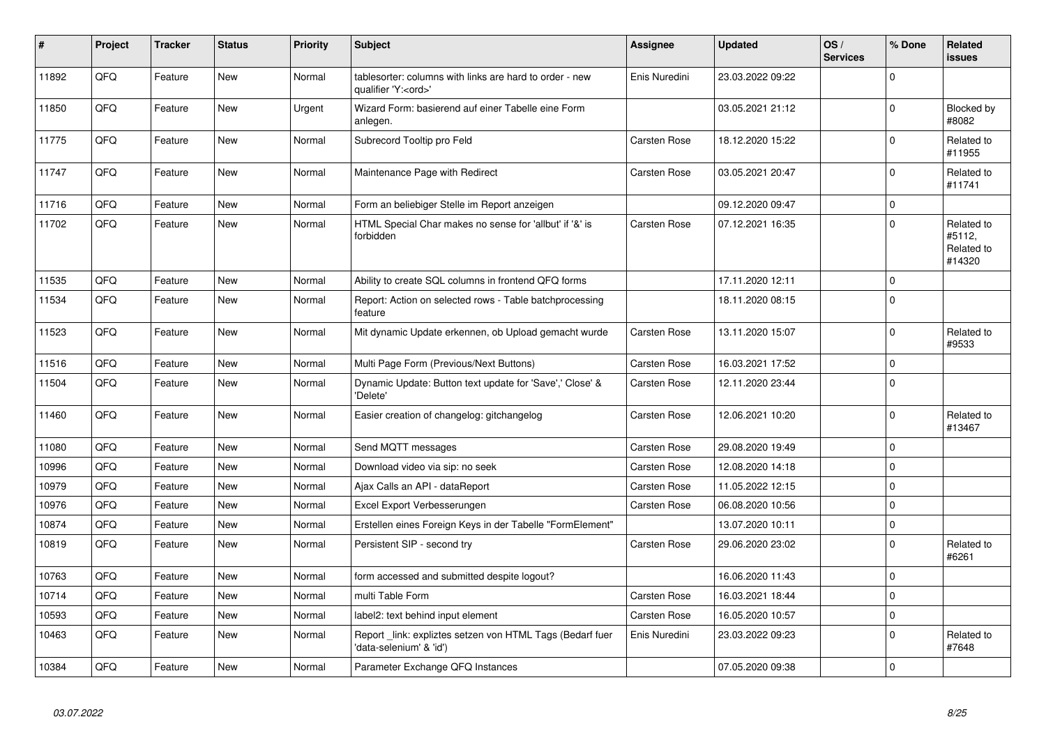| # | Project | Tracker | Status | Priority | Subject | Assignee | Updated | OS / Services | % Done | Related issues |
|---|---|---|---|---|---|---|---|---|---|---|
| 11892 | QFQ | Feature | New | Normal | tablesorter: columns with links are hard to order - new qualifier 'Y:<ord>' | Enis Nuredini | 23.03.2022 09:22 | | 0 | |
| 11850 | QFQ | Feature | New | Urgent | Wizard Form: basierend auf einer Tabelle eine Form anlegen. | | 03.05.2021 21:12 | | 0 | Blocked by #8082 |
| 11775 | QFQ | Feature | New | Normal | Subrecord Tooltip pro Feld | Carsten Rose | 18.12.2020 15:22 | | 0 | Related to #11955 |
| 11747 | QFQ | Feature | New | Normal | Maintenance Page with Redirect | Carsten Rose | 03.05.2021 20:47 | | 0 | Related to #11741 |
| 11716 | QFQ | Feature | New | Normal | Form an beliebiger Stelle im Report anzeigen | | 09.12.2020 09:47 | | 0 | |
| 11702 | QFQ | Feature | New | Normal | HTML Special Char makes no sense for 'allbut' if '&' is forbidden | Carsten Rose | 07.12.2021 16:35 | | 0 | Related to #5112, Related to #14320 |
| 11535 | QFQ | Feature | New | Normal | Ability to create SQL columns in frontend QFQ forms | | 17.11.2020 12:11 | | 0 | |
| 11534 | QFQ | Feature | New | Normal | Report: Action on selected rows - Table batchprocessing feature | | 18.11.2020 08:15 | | 0 | |
| 11523 | QFQ | Feature | New | Normal | Mit dynamic Update erkennen, ob Upload gemacht wurde | Carsten Rose | 13.11.2020 15:07 | | 0 | Related to #9533 |
| 11516 | QFQ | Feature | New | Normal | Multi Page Form (Previous/Next Buttons) | Carsten Rose | 16.03.2021 17:52 | | 0 | |
| 11504 | QFQ | Feature | New | Normal | Dynamic Update: Button text update for 'Save',' Close' & 'Delete' | Carsten Rose | 12.11.2020 23:44 | | 0 | |
| 11460 | QFQ | Feature | New | Normal | Easier creation of changelog: gitchangelog | Carsten Rose | 12.06.2021 10:20 | | 0 | Related to #13467 |
| 11080 | QFQ | Feature | New | Normal | Send MQTT messages | Carsten Rose | 29.08.2020 19:49 | | 0 | |
| 10996 | QFQ | Feature | New | Normal | Download video via sip: no seek | Carsten Rose | 12.08.2020 14:18 | | 0 | |
| 10979 | QFQ | Feature | New | Normal | Ajax Calls an API - dataReport | Carsten Rose | 11.05.2022 12:15 | | 0 | |
| 10976 | QFQ | Feature | New | Normal | Excel Export Verbesserungen | Carsten Rose | 06.08.2020 10:56 | | 0 | |
| 10874 | QFQ | Feature | New | Normal | Erstellen eines Foreign Keys in der Tabelle "FormElement" | | 13.07.2020 10:11 | | 0 | |
| 10819 | QFQ | Feature | New | Normal | Persistent SIP - second try | Carsten Rose | 29.06.2020 23:02 | | 0 | Related to #6261 |
| 10763 | QFQ | Feature | New | Normal | form accessed and submitted despite logout? | | 16.06.2020 11:43 | | 0 | |
| 10714 | QFQ | Feature | New | Normal | multi Table Form | Carsten Rose | 16.03.2021 18:44 | | 0 | |
| 10593 | QFQ | Feature | New | Normal | label2: text behind input element | Carsten Rose | 16.05.2020 10:57 | | 0 | |
| 10463 | QFQ | Feature | New | Normal | Report _link: expliztes setzen von HTML Tags (Bedarf fuer 'data-selenium' & 'id') | Enis Nuredini | 23.03.2022 09:23 | | 0 | Related to #7648 |
| 10384 | QFQ | Feature | New | Normal | Parameter Exchange QFQ Instances | | 07.05.2020 09:38 | | 0 | |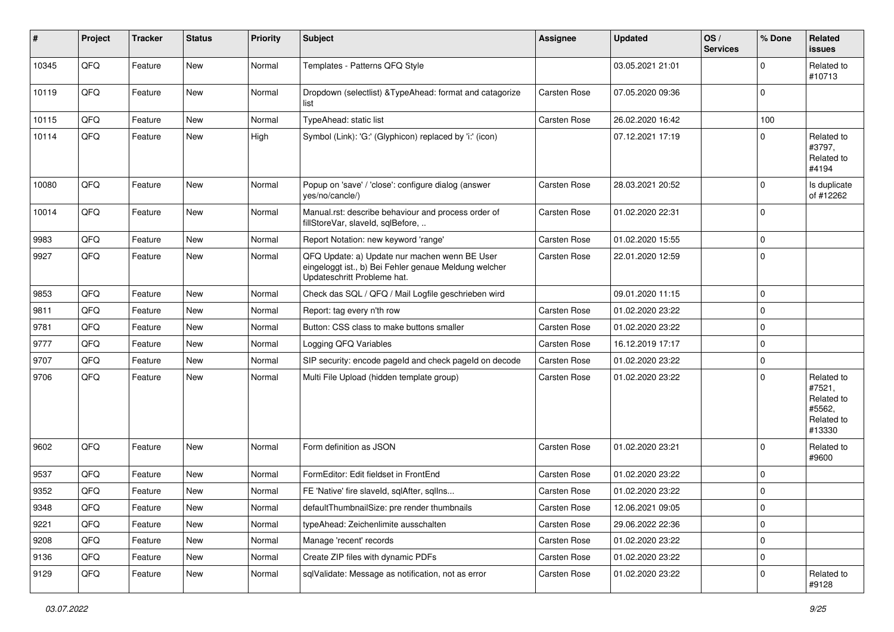| # | Project | Tracker | Status | Priority | Subject | Assignee | Updated | OS / Services | % Done | Related issues |
|---|---|---|---|---|---|---|---|---|---|---|
| 10345 | QFQ | Feature | New | Normal | Templates - Patterns QFQ Style | | 03.05.2021 21:01 | | 0 | Related to #10713 |
| 10119 | QFQ | Feature | New | Normal | Dropdown (selectlist) &TypeAhead: format and catagorize list | Carsten Rose | 07.05.2020 09:36 | | 0 | |
| 10115 | QFQ | Feature | New | Normal | TypeAhead: static list | Carsten Rose | 26.02.2020 16:42 | | 100 | |
| 10114 | QFQ | Feature | New | High | Symbol (Link): 'G:' (Glyphicon) replaced by 'i:' (icon) | | 07.12.2021 17:19 | | 0 | Related to #3797, Related to #4194 |
| 10080 | QFQ | Feature | New | Normal | Popup on 'save' / 'close': configure dialog (answer yes/no/cancle/) | Carsten Rose | 28.03.2021 20:52 | | 0 | Is duplicate of #12262 |
| 10014 | QFQ | Feature | New | Normal | Manual.rst: describe behaviour and process order of fillStoreVar, slaveId, sqlBefore, .. | Carsten Rose | 01.02.2020 22:31 | | 0 | |
| 9983 | QFQ | Feature | New | Normal | Report Notation: new keyword 'range' | Carsten Rose | 01.02.2020 15:55 | | 0 | |
| 9927 | QFQ | Feature | New | Normal | QFQ Update: a) Update nur machen wenn BE User eingeloggt ist., b) Bei Fehler genaue Meldung welcher Updateschritt Probleme hat. | Carsten Rose | 22.01.2020 12:59 | | 0 | |
| 9853 | QFQ | Feature | New | Normal | Check das SQL / QFQ / Mail Logfile geschrieben wird | | 09.01.2020 11:15 | | 0 | |
| 9811 | QFQ | Feature | New | Normal | Report: tag every n'th row | Carsten Rose | 01.02.2020 23:22 | | 0 | |
| 9781 | QFQ | Feature | New | Normal | Button: CSS class to make buttons smaller | Carsten Rose | 01.02.2020 23:22 | | 0 | |
| 9777 | QFQ | Feature | New | Normal | Logging QFQ Variables | Carsten Rose | 16.12.2019 17:17 | | 0 | |
| 9707 | QFQ | Feature | New | Normal | SIP security: encode pageId and check pageId on decode | Carsten Rose | 01.02.2020 23:22 | | 0 | |
| 9706 | QFQ | Feature | New | Normal | Multi File Upload (hidden template group) | Carsten Rose | 01.02.2020 23:22 | | 0 | Related to #7521, Related to #5562, Related to #13330 |
| 9602 | QFQ | Feature | New | Normal | Form definition as JSON | Carsten Rose | 01.02.2020 23:21 | | 0 | Related to #9600 |
| 9537 | QFQ | Feature | New | Normal | FormEditor: Edit fieldset in FrontEnd | Carsten Rose | 01.02.2020 23:22 | | 0 | |
| 9352 | QFQ | Feature | New | Normal | FE 'Native' fire slaveId, sqlAfter, sqlIns... | Carsten Rose | 01.02.2020 23:22 | | 0 | |
| 9348 | QFQ | Feature | New | Normal | defaultThumbnailSize: pre render thumbnails | Carsten Rose | 12.06.2021 09:05 | | 0 | |
| 9221 | QFQ | Feature | New | Normal | typeAhead: Zeichenlimite ausschalten | Carsten Rose | 29.06.2022 22:36 | | 0 | |
| 9208 | QFQ | Feature | New | Normal | Manage 'recent' records | Carsten Rose | 01.02.2020 23:22 | | 0 | |
| 9136 | QFQ | Feature | New | Normal | Create ZIP files with dynamic PDFs | Carsten Rose | 01.02.2020 23:22 | | 0 | |
| 9129 | QFQ | Feature | New | Normal | sqlValidate: Message as notification, not as error | Carsten Rose | 01.02.2020 23:22 | | 0 | Related to #9128 |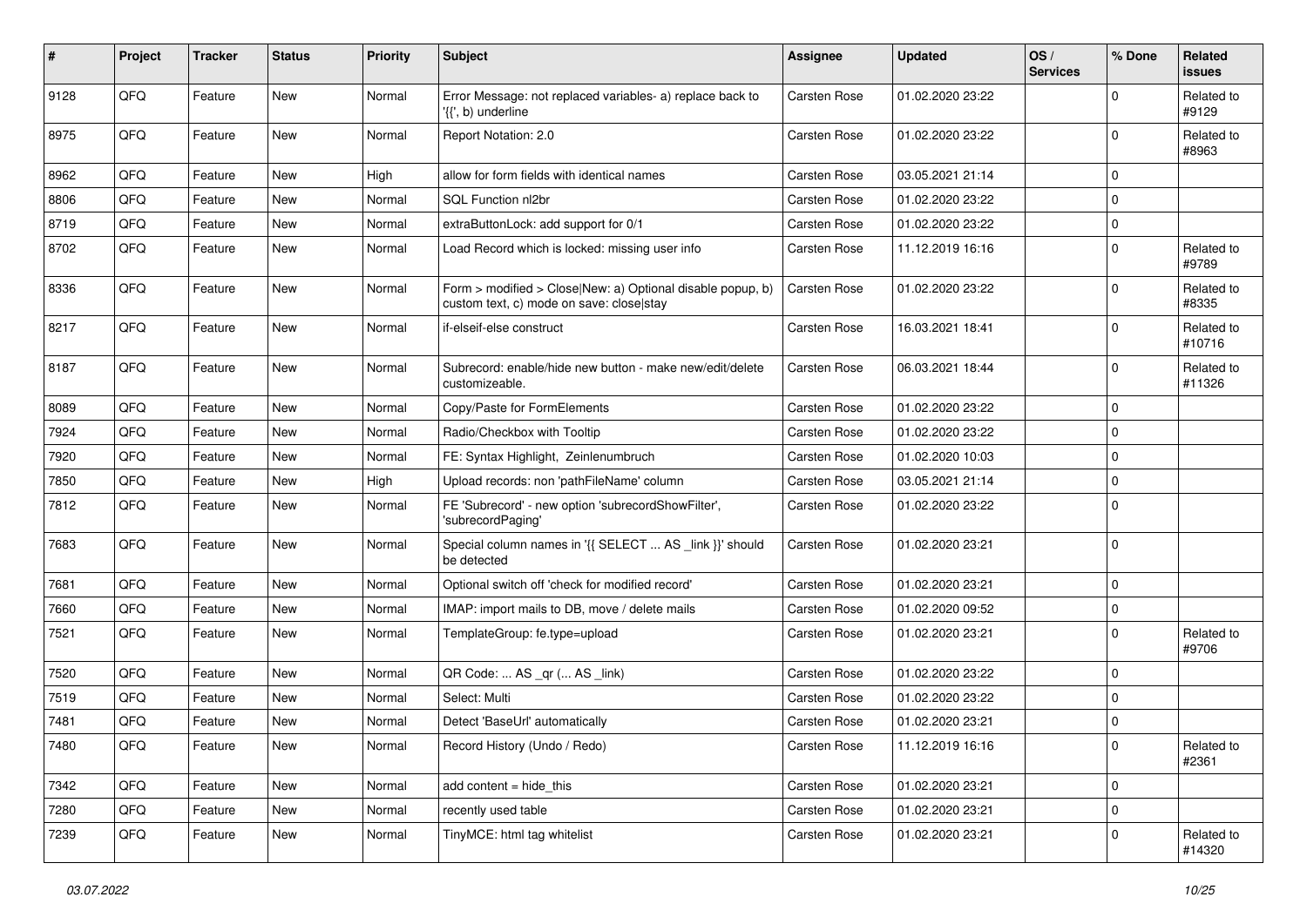| # | Project | Tracker | Status | Priority | Subject | Assignee | Updated | OS / Services | % Done | Related issues |
|---|---|---|---|---|---|---|---|---|---|---|
| 9128 | QFQ | Feature | New | Normal | Error Message: not replaced variables- a) replace back to '{{', b) underline | Carsten Rose | 01.02.2020 23:22 | | 0 | Related to #9129 |
| 8975 | QFQ | Feature | New | Normal | Report Notation: 2.0 | Carsten Rose | 01.02.2020 23:22 | | 0 | Related to #8963 |
| 8962 | QFQ | Feature | New | High | allow for form fields with identical names | Carsten Rose | 03.05.2021 21:14 | | 0 | |
| 8806 | QFQ | Feature | New | Normal | SQL Function nl2br | Carsten Rose | 01.02.2020 23:22 | | 0 | |
| 8719 | QFQ | Feature | New | Normal | extraButtonLock: add support for 0/1 | Carsten Rose | 01.02.2020 23:22 | | 0 | |
| 8702 | QFQ | Feature | New | Normal | Load Record which is locked: missing user info | Carsten Rose | 11.12.2019 16:16 | | 0 | Related to #9789 |
| 8336 | QFQ | Feature | New | Normal | Form > modified > Close\|New: a) Optional disable popup, b) custom text, c) mode on save: close\|stay | Carsten Rose | 01.02.2020 23:22 | | 0 | Related to #8335 |
| 8217 | QFQ | Feature | New | Normal | if-elseif-else construct | Carsten Rose | 16.03.2021 18:41 | | 0 | Related to #10716 |
| 8187 | QFQ | Feature | New | Normal | Subrecord: enable/hide new button - make new/edit/delete customizeable. | Carsten Rose | 06.03.2021 18:44 | | 0 | Related to #11326 |
| 8089 | QFQ | Feature | New | Normal | Copy/Paste for FormElements | Carsten Rose | 01.02.2020 23:22 | | 0 | |
| 7924 | QFQ | Feature | New | Normal | Radio/Checkbox with Tooltip | Carsten Rose | 01.02.2020 23:22 | | 0 | |
| 7920 | QFQ | Feature | New | Normal | FE: Syntax Highlight, Zeinlenumbruch | Carsten Rose | 01.02.2020 10:03 | | 0 | |
| 7850 | QFQ | Feature | New | High | Upload records: non 'pathFileName' column | Carsten Rose | 03.05.2021 21:14 | | 0 | |
| 7812 | QFQ | Feature | New | Normal | FE 'Subrecord' - new option 'subrecordShowFilter', 'subrecordPaging' | Carsten Rose | 01.02.2020 23:22 | | 0 | |
| 7683 | QFQ | Feature | New | Normal | Special column names in '{{ SELECT ... AS _link }}' should be detected | Carsten Rose | 01.02.2020 23:21 | | 0 | |
| 7681 | QFQ | Feature | New | Normal | Optional switch off 'check for modified record' | Carsten Rose | 01.02.2020 23:21 | | 0 | |
| 7660 | QFQ | Feature | New | Normal | IMAP: import mails to DB, move / delete mails | Carsten Rose | 01.02.2020 09:52 | | 0 | |
| 7521 | QFQ | Feature | New | Normal | TemplateGroup: fe.type=upload | Carsten Rose | 01.02.2020 23:21 | | 0 | Related to #9706 |
| 7520 | QFQ | Feature | New | Normal | QR Code: ... AS _qr (... AS _link) | Carsten Rose | 01.02.2020 23:22 | | 0 | |
| 7519 | QFQ | Feature | New | Normal | Select: Multi | Carsten Rose | 01.02.2020 23:22 | | 0 | |
| 7481 | QFQ | Feature | New | Normal | Detect 'BaseUrl' automatically | Carsten Rose | 01.02.2020 23:21 | | 0 | |
| 7480 | QFQ | Feature | New | Normal | Record History (Undo / Redo) | Carsten Rose | 11.12.2019 16:16 | | 0 | Related to #2361 |
| 7342 | QFQ | Feature | New | Normal | add content = hide_this | Carsten Rose | 01.02.2020 23:21 | | 0 | |
| 7280 | QFQ | Feature | New | Normal | recently used table | Carsten Rose | 01.02.2020 23:21 | | 0 | |
| 7239 | QFQ | Feature | New | Normal | TinyMCE: html tag whitelist | Carsten Rose | 01.02.2020 23:21 | | 0 | Related to #14320 |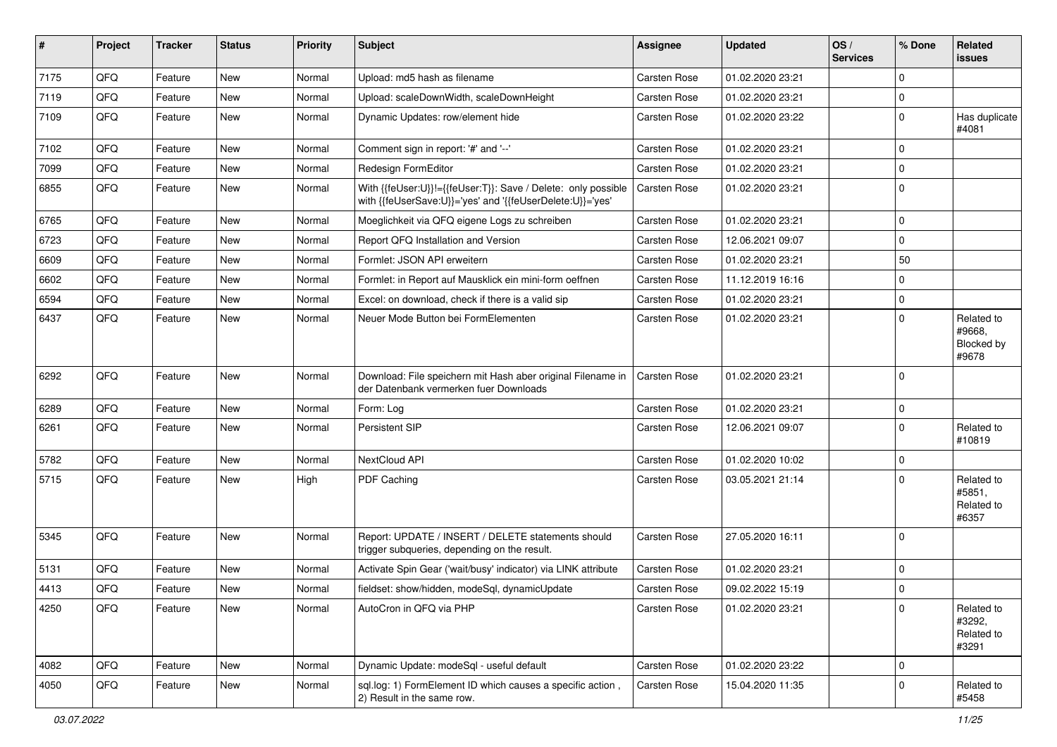| # | Project | Tracker | Status | Priority | Subject | Assignee | Updated | OS / Services | % Done | Related issues |
|---|---|---|---|---|---|---|---|---|---|---|
| 7175 | QFQ | Feature | New | Normal | Upload: md5 hash as filename | Carsten Rose | 01.02.2020 23:21 | | 0 | |
| 7119 | QFQ | Feature | New | Normal | Upload: scaleDownWidth, scaleDownHeight | Carsten Rose | 01.02.2020 23:21 | | 0 | |
| 7109 | QFQ | Feature | New | Normal | Dynamic Updates: row/element hide | Carsten Rose | 01.02.2020 23:22 | | 0 | Has duplicate #4081 |
| 7102 | QFQ | Feature | New | Normal | Comment sign in report: '#' and '--' | Carsten Rose | 01.02.2020 23:21 | | 0 | |
| 7099 | QFQ | Feature | New | Normal | Redesign FormEditor | Carsten Rose | 01.02.2020 23:21 | | 0 | |
| 6855 | QFQ | Feature | New | Normal | With {{feUser:U}}!={{feUser:T}}: Save / Delete: only possible with {{feUserSave:U}}='yes' and '{{feUserDelete:U}}='yes' | Carsten Rose | 01.02.2020 23:21 | | 0 | |
| 6765 | QFQ | Feature | New | Normal | Moeglichkeit via QFQ eigene Logs zu schreiben | Carsten Rose | 01.02.2020 23:21 | | 0 | |
| 6723 | QFQ | Feature | New | Normal | Report QFQ Installation and Version | Carsten Rose | 12.06.2021 09:07 | | 0 | |
| 6609 | QFQ | Feature | New | Normal | Formlet: JSON API erweitern | Carsten Rose | 01.02.2020 23:21 | | 50 | |
| 6602 | QFQ | Feature | New | Normal | Formlet: in Report auf Mausklick ein mini-form oeffnen | Carsten Rose | 11.12.2019 16:16 | | 0 | |
| 6594 | QFQ | Feature | New | Normal | Excel: on download, check if there is a valid sip | Carsten Rose | 01.02.2020 23:21 | | 0 | |
| 6437 | QFQ | Feature | New | Normal | Neuer Mode Button bei FormElementen | Carsten Rose | 01.02.2020 23:21 | | 0 | Related to #9668, Blocked by #9678 |
| 6292 | QFQ | Feature | New | Normal | Download: File speichern mit Hash aber original Filename in der Datenbank vermerken fuer Downloads | Carsten Rose | 01.02.2020 23:21 | | 0 | |
| 6289 | QFQ | Feature | New | Normal | Form: Log | Carsten Rose | 01.02.2020 23:21 | | 0 | |
| 6261 | QFQ | Feature | New | Normal | Persistent SIP | Carsten Rose | 12.06.2021 09:07 | | 0 | Related to #10819 |
| 5782 | QFQ | Feature | New | Normal | NextCloud API | Carsten Rose | 01.02.2020 10:02 | | 0 | |
| 5715 | QFQ | Feature | New | High | PDF Caching | Carsten Rose | 03.05.2021 21:14 | | 0 | Related to #5851, Related to #6357 |
| 5345 | QFQ | Feature | New | Normal | Report: UPDATE / INSERT / DELETE statements should trigger subqueries, depending on the result. | Carsten Rose | 27.05.2020 16:11 | | 0 | |
| 5131 | QFQ | Feature | New | Normal | Activate Spin Gear ('wait/busy' indicator) via LINK attribute | Carsten Rose | 01.02.2020 23:21 | | 0 | |
| 4413 | QFQ | Feature | New | Normal | fieldset: show/hidden, modeSql, dynamicUpdate | Carsten Rose | 09.02.2022 15:19 | | 0 | |
| 4250 | QFQ | Feature | New | Normal | AutoCron in QFQ via PHP | Carsten Rose | 01.02.2020 23:21 | | 0 | Related to #3292, Related to #3291 |
| 4082 | QFQ | Feature | New | Normal | Dynamic Update: modeSql - useful default | Carsten Rose | 01.02.2020 23:22 | | 0 | |
| 4050 | QFQ | Feature | New | Normal | sql.log: 1) FormElement ID which causes a specific action , 2) Result in the same row. | Carsten Rose | 15.04.2020 11:35 | | 0 | Related to #5458 |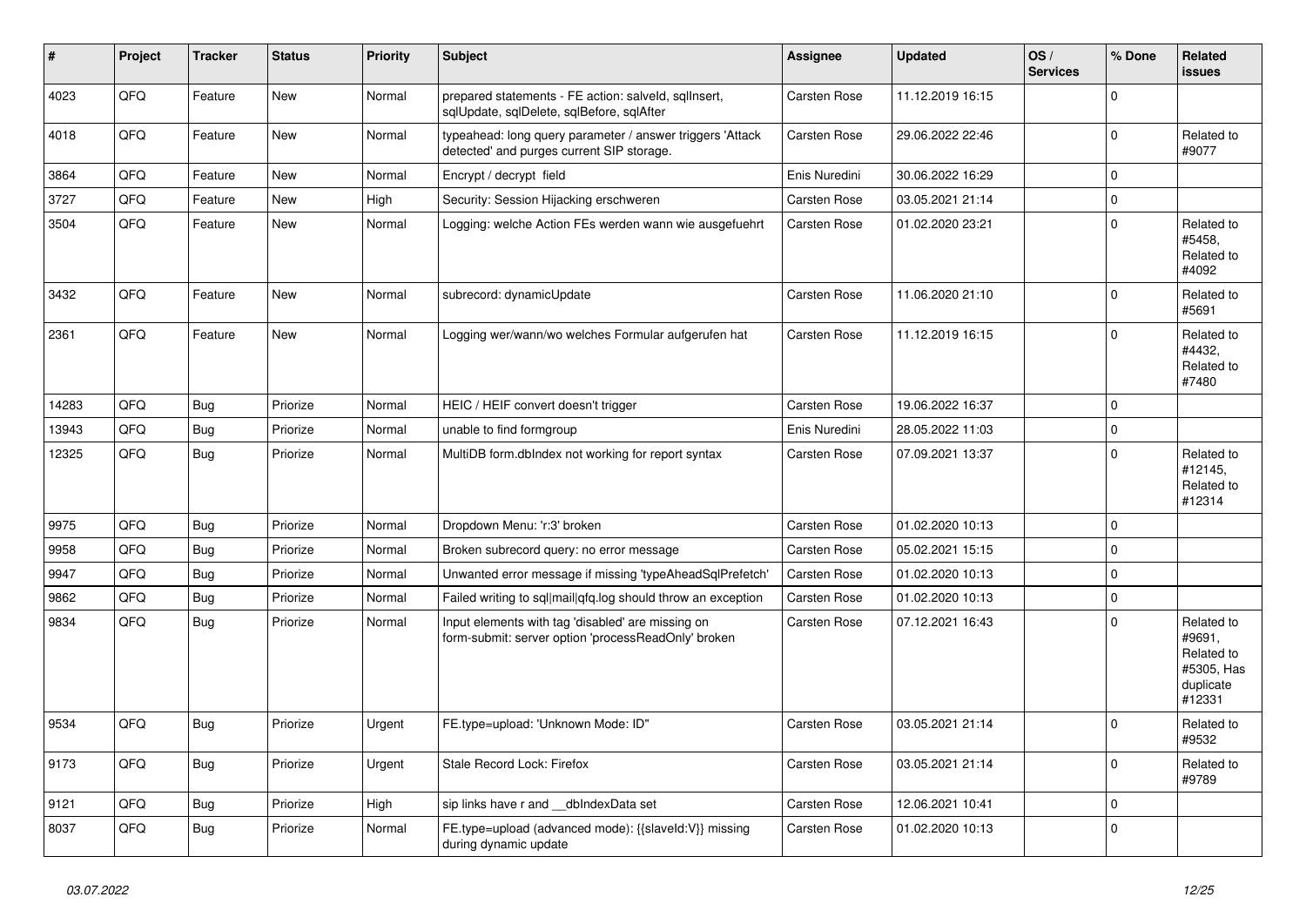| # | Project | Tracker | Status | Priority | Subject | Assignee | Updated | OS / Services | % Done | Related issues |
|---|---|---|---|---|---|---|---|---|---|---|
| 4023 | QFQ | Feature | New | Normal | prepared statements - FE action: salveld, sqlInsert, sqlUpdate, sqlDelete, sqlBefore, sqlAfter | Carsten Rose | 11.12.2019 16:15 | | 0 | |
| 4018 | QFQ | Feature | New | Normal | typeahead: long query parameter / answer triggers 'Attack detected' and purges current SIP storage. | Carsten Rose | 29.06.2022 22:46 | | 0 | Related to #9077 |
| 3864 | QFQ | Feature | New | Normal | Encrypt / decrypt field | Enis Nuredini | 30.06.2022 16:29 | | 0 | |
| 3727 | QFQ | Feature | New | High | Security: Session Hijacking erschweren | Carsten Rose | 03.05.2021 21:14 | | 0 | |
| 3504 | QFQ | Feature | New | Normal | Logging: welche Action FEs werden wann wie ausgefuehrt | Carsten Rose | 01.02.2020 23:21 | | 0 | Related to #5458, Related to #4092 |
| 3432 | QFQ | Feature | New | Normal | subrecord: dynamicUpdate | Carsten Rose | 11.06.2020 21:10 | | 0 | Related to #5691 |
| 2361 | QFQ | Feature | New | Normal | Logging wer/wann/wo welches Formular aufgerufen hat | Carsten Rose | 11.12.2019 16:15 | | 0 | Related to #4432, Related to #7480 |
| 14283 | QFQ | Bug | Priorize | Normal | HEIC / HEIF convert doesn't trigger | Carsten Rose | 19.06.2022 16:37 | | 0 | |
| 13943 | QFQ | Bug | Priorize | Normal | unable to find formgroup | Enis Nuredini | 28.05.2022 11:03 | | 0 | |
| 12325 | QFQ | Bug | Priorize | Normal | MultiDB form.dbIndex not working for report syntax | Carsten Rose | 07.09.2021 13:37 | | 0 | Related to #12145, Related to #12314 |
| 9975 | QFQ | Bug | Priorize | Normal | Dropdown Menu: 'r:3' broken | Carsten Rose | 01.02.2020 10:13 | | 0 | |
| 9958 | QFQ | Bug | Priorize | Normal | Broken subrecord query: no error message | Carsten Rose | 05.02.2021 15:15 | | 0 | |
| 9947 | QFQ | Bug | Priorize | Normal | Unwanted error message if missing 'typeAheadSqlPrefetch' | Carsten Rose | 01.02.2020 10:13 | | 0 | |
| 9862 | QFQ | Bug | Priorize | Normal | Failed writing to sql\|mail\|qfq.log should throw an exception | Carsten Rose | 01.02.2020 10:13 | | 0 | |
| 9834 | QFQ | Bug | Priorize | Normal | Input elements with tag 'disabled' are missing on form-submit: server option 'processReadOnly' broken | Carsten Rose | 07.12.2021 16:43 | | 0 | Related to #9691, Related to #5305, Has duplicate #12331 |
| 9534 | QFQ | Bug | Priorize | Urgent | FE.type=upload: 'Unknown Mode: ID" | Carsten Rose | 03.05.2021 21:14 | | 0 | Related to #9532 |
| 9173 | QFQ | Bug | Priorize | Urgent | Stale Record Lock: Firefox | Carsten Rose | 03.05.2021 21:14 | | 0 | Related to #9789 |
| 9121 | QFQ | Bug | Priorize | High | sip links have r and __dbIndexData set | Carsten Rose | 12.06.2021 10:41 | | 0 | |
| 8037 | QFQ | Bug | Priorize | Normal | FE.type=upload (advanced mode): {{slaveId:V}} missing during dynamic update | Carsten Rose | 01.02.2020 10:13 | | 0 | |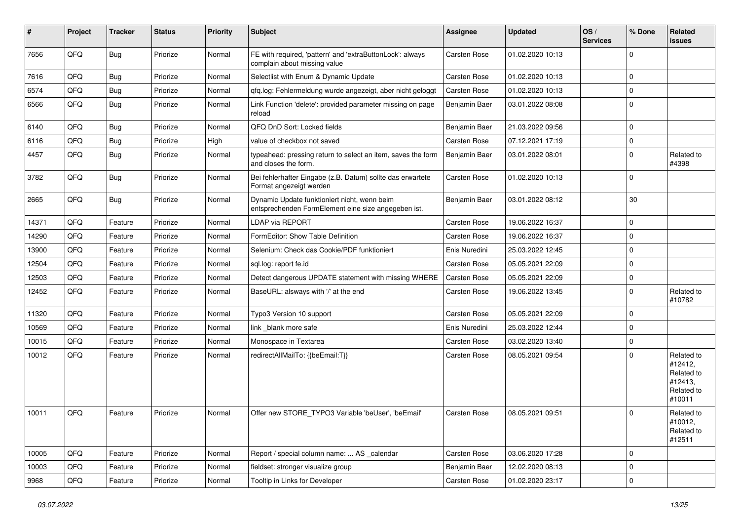| # | Project | Tracker | Status | Priority | Subject | Assignee | Updated | OS / Services | % Done | Related issues |
|---|---|---|---|---|---|---|---|---|---|---|
| 7656 | QFQ | Bug | Priorize | Normal | FE with required, 'pattern' and 'extraButtonLock': always complain about missing value | Carsten Rose | 01.02.2020 10:13 | | 0 | |
| 7616 | QFQ | Bug | Priorize | Normal | Selectlist with Enum & Dynamic Update | Carsten Rose | 01.02.2020 10:13 | | 0 | |
| 6574 | QFQ | Bug | Priorize | Normal | qfq.log: Fehlermeldung wurde angezeigt, aber nicht geloggt | Carsten Rose | 01.02.2020 10:13 | | 0 | |
| 6566 | QFQ | Bug | Priorize | Normal | Link Function 'delete': provided parameter missing on page reload | Benjamin Baer | 03.01.2022 08:08 | | 0 | |
| 6140 | QFQ | Bug | Priorize | Normal | QFQ DnD Sort: Locked fields | Benjamin Baer | 21.03.2022 09:56 | | 0 | |
| 6116 | QFQ | Bug | Priorize | High | value of checkbox not saved | Carsten Rose | 07.12.2021 17:19 | | 0 | |
| 4457 | QFQ | Bug | Priorize | Normal | typeahead: pressing return to select an item, saves the form and closes the form. | Benjamin Baer | 03.01.2022 08:01 | | 0 | Related to #4398 |
| 3782 | QFQ | Bug | Priorize | Normal | Bei fehlerhafter Eingabe (z.B. Datum) sollte das erwartete Format angezeigt werden | Carsten Rose | 01.02.2020 10:13 | | 0 | |
| 2665 | QFQ | Bug | Priorize | Normal | Dynamic Update funktioniert nicht, wenn beim entsprechenden FormElement eine size angegeben ist. | Benjamin Baer | 03.01.2022 08:12 | | 30 | |
| 14371 | QFQ | Feature | Priorize | Normal | LDAP via REPORT | Carsten Rose | 19.06.2022 16:37 | | 0 | |
| 14290 | QFQ | Feature | Priorize | Normal | FormEditor: Show Table Definition | Carsten Rose | 19.06.2022 16:37 | | 0 | |
| 13900 | QFQ | Feature | Priorize | Normal | Selenium: Check das Cookie/PDF funktioniert | Enis Nuredini | 25.03.2022 12:45 | | 0 | |
| 12504 | QFQ | Feature | Priorize | Normal | sql.log: report fe.id | Carsten Rose | 05.05.2021 22:09 | | 0 | |
| 12503 | QFQ | Feature | Priorize | Normal | Detect dangerous UPDATE statement with missing WHERE | Carsten Rose | 05.05.2021 22:09 | | 0 | |
| 12452 | QFQ | Feature | Priorize | Normal | BaseURL: alsways with '/' at the end | Carsten Rose | 19.06.2022 13:45 | | 0 | Related to #10782 |
| 11320 | QFQ | Feature | Priorize | Normal | Typo3 Version 10 support | Carsten Rose | 05.05.2021 22:09 | | 0 | |
| 10569 | QFQ | Feature | Priorize | Normal | link _blank more safe | Enis Nuredini | 25.03.2022 12:44 | | 0 | |
| 10015 | QFQ | Feature | Priorize | Normal | Monospace in Textarea | Carsten Rose | 03.02.2020 13:40 | | 0 | |
| 10012 | QFQ | Feature | Priorize | Normal | redirectAllMailTo: {{beEmail:T}} | Carsten Rose | 08.05.2021 09:54 | | 0 | Related to #12412, Related to #12413, Related to #10011 |
| 10011 | QFQ | Feature | Priorize | Normal | Offer new STORE_TYPO3 Variable 'beUser', 'beEmail' | Carsten Rose | 08.05.2021 09:51 | | 0 | Related to #10012, Related to #12511 |
| 10005 | QFQ | Feature | Priorize | Normal | Report / special column name: ... AS _calendar | Carsten Rose | 03.06.2020 17:28 | | 0 | |
| 10003 | QFQ | Feature | Priorize | Normal | fieldset: stronger visualize group | Benjamin Baer | 12.02.2020 08:13 | | 0 | |
| 9968 | QFQ | Feature | Priorize | Normal | Tooltip in Links for Developer | Carsten Rose | 01.02.2020 23:17 | | 0 | |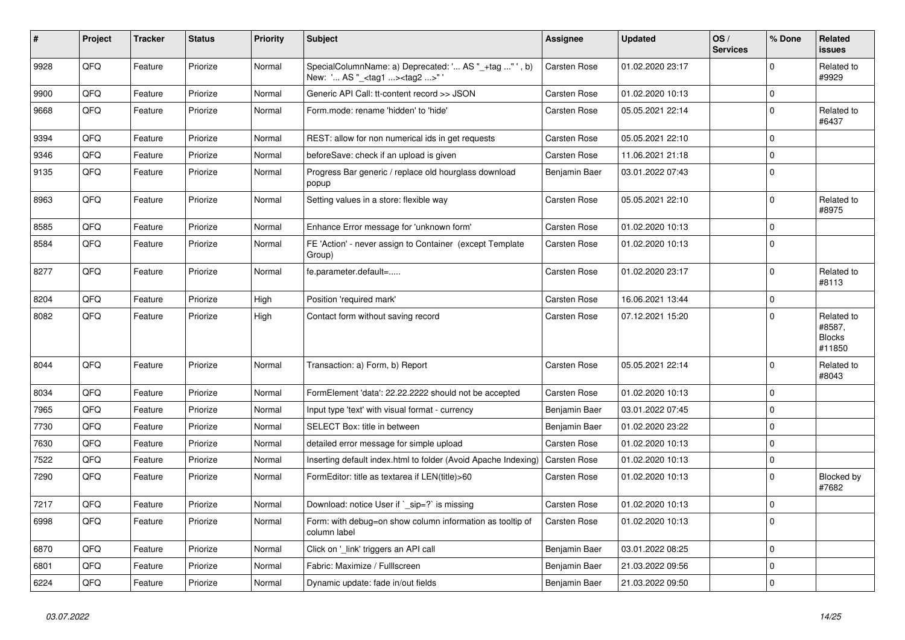| # | Project | Tracker | Status | Priority | Subject | Assignee | Updated | OS / Services | % Done | Related issues |
|---|---|---|---|---|---|---|---|---|---|---|
| 9928 | QFQ | Feature | Priorize | Normal | SpecialColumnName: a) Deprecated: '... AS "_+tag ..." ', b) New: '... AS "_<tag1 ...><tag2 ...>" ' | Carsten Rose | 01.02.2020 23:17 | | 0 | Related to #9929 |
| 9900 | QFQ | Feature | Priorize | Normal | Generic API Call: tt-content record >> JSON | Carsten Rose | 01.02.2020 10:13 | | 0 | |
| 9668 | QFQ | Feature | Priorize | Normal | Form.mode: rename 'hidden' to 'hide' | Carsten Rose | 05.05.2021 22:14 | | 0 | Related to #6437 |
| 9394 | QFQ | Feature | Priorize | Normal | REST: allow for non numerical ids in get requests | Carsten Rose | 05.05.2021 22:10 | | 0 | |
| 9346 | QFQ | Feature | Priorize | Normal | beforeSave: check if an upload is given | Carsten Rose | 11.06.2021 21:18 | | 0 | |
| 9135 | QFQ | Feature | Priorize | Normal | Progress Bar generic / replace old hourglass download popup | Benjamin Baer | 03.01.2022 07:43 | | 0 | |
| 8963 | QFQ | Feature | Priorize | Normal | Setting values in a store: flexible way | Carsten Rose | 05.05.2021 22:10 | | 0 | Related to #8975 |
| 8585 | QFQ | Feature | Priorize | Normal | Enhance Error message for 'unknown form' | Carsten Rose | 01.02.2020 10:13 | | 0 | |
| 8584 | QFQ | Feature | Priorize | Normal | FE 'Action' - never assign to Container (except Template Group) | Carsten Rose | 01.02.2020 10:13 | | 0 | |
| 8277 | QFQ | Feature | Priorize | Normal | fe.parameter.default=..... | Carsten Rose | 01.02.2020 23:17 | | 0 | Related to #8113 |
| 8204 | QFQ | Feature | Priorize | High | Position 'required mark' | Carsten Rose | 16.06.2021 13:44 | | 0 | |
| 8082 | QFQ | Feature | Priorize | High | Contact form without saving record | Carsten Rose | 07.12.2021 15:20 | | 0 | Related to #8587, Blocks #11850 |
| 8044 | QFQ | Feature | Priorize | Normal | Transaction: a) Form, b) Report | Carsten Rose | 05.05.2021 22:14 | | 0 | Related to #8043 |
| 8034 | QFQ | Feature | Priorize | Normal | FormElement 'data': 22.22.2222 should not be accepted | Carsten Rose | 01.02.2020 10:13 | | 0 | |
| 7965 | QFQ | Feature | Priorize | Normal | Input type 'text' with visual format - currency | Benjamin Baer | 03.01.2022 07:45 | | 0 | |
| 7730 | QFQ | Feature | Priorize | Normal | SELECT Box: title in between | Benjamin Baer | 01.02.2020 23:22 | | 0 | |
| 7630 | QFQ | Feature | Priorize | Normal | detailed error message for simple upload | Carsten Rose | 01.02.2020 10:13 | | 0 | |
| 7522 | QFQ | Feature | Priorize | Normal | Inserting default index.html to folder (Avoid Apache Indexing) | Carsten Rose | 01.02.2020 10:13 | | 0 | |
| 7290 | QFQ | Feature | Priorize | Normal | FormEditor: title as textarea if LEN(title)>60 | Carsten Rose | 01.02.2020 10:13 | | 0 | Blocked by #7682 |
| 7217 | QFQ | Feature | Priorize | Normal | Download: notice User if `_sip=?` is missing | Carsten Rose | 01.02.2020 10:13 | | 0 | |
| 6998 | QFQ | Feature | Priorize | Normal | Form: with debug=on show column information as tooltip of column label | Carsten Rose | 01.02.2020 10:13 | | 0 | |
| 6870 | QFQ | Feature | Priorize | Normal | Click on '_link' triggers an API call | Benjamin Baer | 03.01.2022 08:25 | | 0 | |
| 6801 | QFQ | Feature | Priorize | Normal | Fabric: Maximize / Fulllscreen | Benjamin Baer | 21.03.2022 09:56 | | 0 | |
| 6224 | QFQ | Feature | Priorize | Normal | Dynamic update: fade in/out fields | Benjamin Baer | 21.03.2022 09:50 | | 0 | |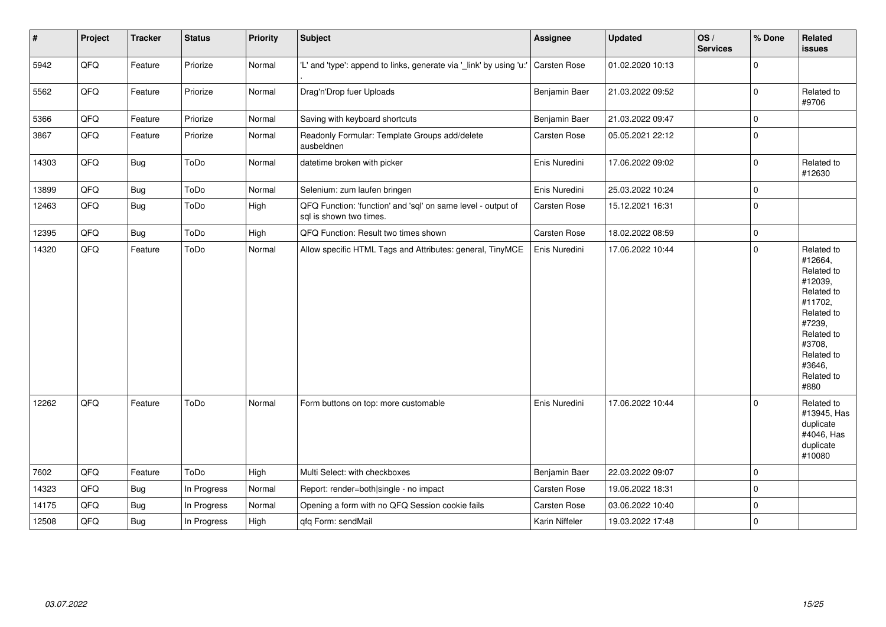| # | Project | Tracker | Status | Priority | Subject | Assignee | Updated | OS / Services | % Done | Related issues |
|---|---|---|---|---|---|---|---|---|---|---|
| 5942 | QFQ | Feature | Priorize | Normal | 'L' and 'type': append to links, generate via '_link' by using 'u:' . | Carsten Rose | 01.02.2020 10:13 | | 0 | |
| 5562 | QFQ | Feature | Priorize | Normal | Drag'n'Drop fuer Uploads | Benjamin Baer | 21.03.2022 09:52 | | 0 | Related to #9706 |
| 5366 | QFQ | Feature | Priorize | Normal | Saving with keyboard shortcuts | Benjamin Baer | 21.03.2022 09:47 | | 0 | |
| 3867 | QFQ | Feature | Priorize | Normal | Readonly Formular: Template Groups add/delete ausbeldnen | Carsten Rose | 05.05.2021 22:12 | | 0 | |
| 14303 | QFQ | Bug | ToDo | Normal | datetime broken with picker | Enis Nuredini | 17.06.2022 09:02 | | 0 | Related to #12630 |
| 13899 | QFQ | Bug | ToDo | Normal | Selenium: zum laufen bringen | Enis Nuredini | 25.03.2022 10:24 | | 0 | |
| 12463 | QFQ | Bug | ToDo | High | QFQ Function: 'function' and 'sql' on same level - output of sql is shown two times. | Carsten Rose | 15.12.2021 16:31 | | 0 | |
| 12395 | QFQ | Bug | ToDo | High | QFQ Function: Result two times shown | Carsten Rose | 18.02.2022 08:59 | | 0 | |
| 14320 | QFQ | Feature | ToDo | Normal | Allow specific HTML Tags and Attributes: general, TinyMCE | Enis Nuredini | 17.06.2022 10:44 | | 0 | Related to #12664, Related to #12039, Related to #11702, Related to #7239, Related to #3708, Related to #3646, Related to #880 |
| 12262 | QFQ | Feature | ToDo | Normal | Form buttons on top: more customable | Enis Nuredini | 17.06.2022 10:44 | | 0 | Related to #13945, Has duplicate #4046, Has duplicate #10080 |
| 7602 | QFQ | Feature | ToDo | High | Multi Select: with checkboxes | Benjamin Baer | 22.03.2022 09:07 | | 0 | |
| 14323 | QFQ | Bug | In Progress | Normal | Report: render=both\|single - no impact | Carsten Rose | 19.06.2022 18:31 | | 0 | |
| 14175 | QFQ | Bug | In Progress | Normal | Opening a form with no QFQ Session cookie fails | Carsten Rose | 03.06.2022 10:40 | | 0 | |
| 12508 | QFQ | Bug | In Progress | High | qfq Form: sendMail | Karin Niffeler | 19.03.2022 17:48 | | 0 | |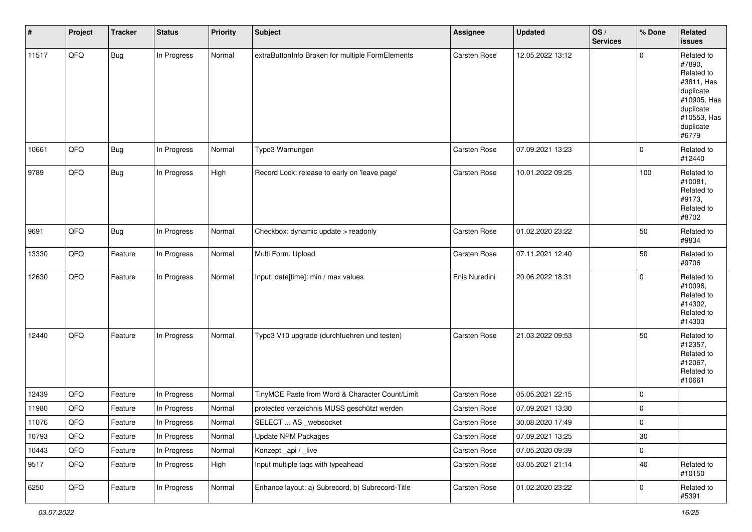| # | Project | Tracker | Status | Priority | Subject | Assignee | Updated | OS / Services | % Done | Related issues |
|---|---|---|---|---|---|---|---|---|---|---|
| 11517 | QFQ | Bug | In Progress | Normal | extraButtonInfo Broken for multiple FormElements | Carsten Rose | 12.05.2022 13:12 | | 0 | Related to #7890, Related to #3811, Has duplicate #10905, Has duplicate #10553, Has duplicate #6779 |
| 10661 | QFQ | Bug | In Progress | Normal | Typo3 Warnungen | Carsten Rose | 07.09.2021 13:23 | | 0 | Related to #12440 |
| 9789 | QFQ | Bug | In Progress | High | Record Lock: release to early on 'leave page' | Carsten Rose | 10.01.2022 09:25 | | 100 | Related to #10081, Related to #9173, Related to #8702 |
| 9691 | QFQ | Bug | In Progress | Normal | Checkbox: dynamic update > readonly | Carsten Rose | 01.02.2020 23:22 | | 50 | Related to #9834 |
| 13330 | QFQ | Feature | In Progress | Normal | Multi Form: Upload | Carsten Rose | 07.11.2021 12:40 | | 50 | Related to #9706 |
| 12630 | QFQ | Feature | In Progress | Normal | Input: date[time]: min / max values | Enis Nuredini | 20.06.2022 18:31 | | 0 | Related to #10096, Related to #14302, Related to #14303 |
| 12440 | QFQ | Feature | In Progress | Normal | Typo3 V10 upgrade (durchfuehren und testen) | Carsten Rose | 21.03.2022 09:53 | | 50 | Related to #12357, Related to #12067, Related to #10661 |
| 12439 | QFQ | Feature | In Progress | Normal | TinyMCE Paste from Word & Character Count/Limit | Carsten Rose | 05.05.2021 22:15 | | 0 | |
| 11980 | QFQ | Feature | In Progress | Normal | protected verzeichnis MUSS geschützt werden | Carsten Rose | 07.09.2021 13:30 | | 0 | |
| 11076 | QFQ | Feature | In Progress | Normal | SELECT ... AS _websocket | Carsten Rose | 30.08.2020 17:49 | | 0 | |
| 10793 | QFQ | Feature | In Progress | Normal | Update NPM Packages | Carsten Rose | 07.09.2021 13:25 | | 30 | |
| 10443 | QFQ | Feature | In Progress | Normal | Konzept _api / _live | Carsten Rose | 07.05.2020 09:39 | | 0 | |
| 9517 | QFQ | Feature | In Progress | High | Input multiple tags with typeahead | Carsten Rose | 03.05.2021 21:14 | | 40 | Related to #10150 |
| 6250 | QFQ | Feature | In Progress | Normal | Enhance layout: a) Subrecord, b) Subrecord-Title | Carsten Rose | 01.02.2020 23:22 | | 0 | Related to #5391 |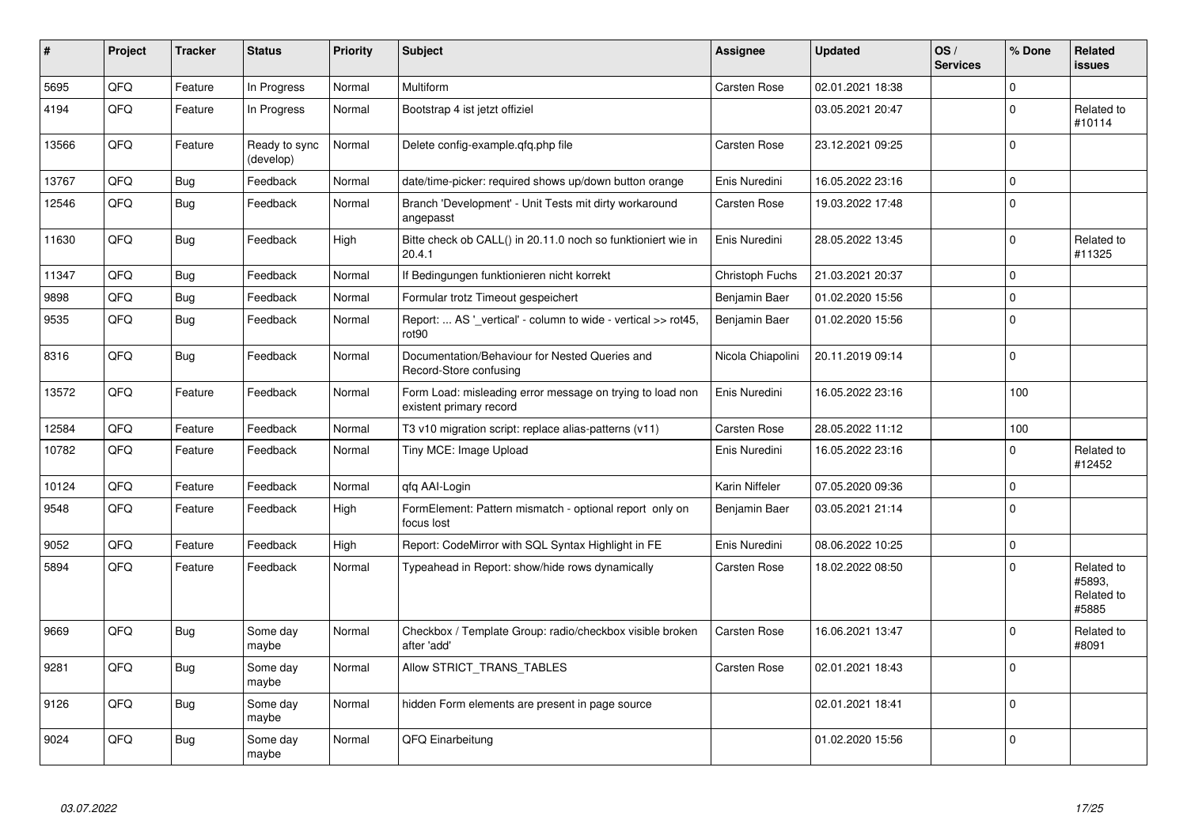| # | Project | Tracker | Status | Priority | Subject | Assignee | Updated | OS / Services | % Done | Related issues |
|---|---|---|---|---|---|---|---|---|---|---|
| 5695 | QFQ | Feature | In Progress | Normal | Multiform | Carsten Rose | 02.01.2021 18:38 | | 0 | |
| 4194 | QFQ | Feature | In Progress | Normal | Bootstrap 4 ist jetzt offiziel | | 03.05.2021 20:47 | | 0 | Related to #10114 |
| 13566 | QFQ | Feature | Ready to sync (develop) | Normal | Delete config-example.qfq.php file | Carsten Rose | 23.12.2021 09:25 | | 0 | |
| 13767 | QFQ | Bug | Feedback | Normal | date/time-picker: required shows up/down button orange | Enis Nuredini | 16.05.2022 23:16 | | 0 | |
| 12546 | QFQ | Bug | Feedback | Normal | Branch 'Development' - Unit Tests mit dirty workaround angepasst | Carsten Rose | 19.03.2022 17:48 | | 0 | |
| 11630 | QFQ | Bug | Feedback | High | Bitte check ob CALL() in 20.11.0 noch so funktioniert wie in 20.4.1 | Enis Nuredini | 28.05.2022 13:45 | | 0 | Related to #11325 |
| 11347 | QFQ | Bug | Feedback | Normal | If Bedingungen funktionieren nicht korrekt | Christoph Fuchs | 21.03.2021 20:37 | | 0 | |
| 9898 | QFQ | Bug | Feedback | Normal | Formular trotz Timeout gespeichert | Benjamin Baer | 01.02.2020 15:56 | | 0 | |
| 9535 | QFQ | Bug | Feedback | Normal | Report: ... AS '_vertical' - column to wide - vertical >> rot45, rot90 | Benjamin Baer | 01.02.2020 15:56 | | 0 | |
| 8316 | QFQ | Bug | Feedback | Normal | Documentation/Behaviour for Nested Queries and Record-Store confusing | Nicola Chiapolini | 20.11.2019 09:14 | | 0 | |
| 13572 | QFQ | Feature | Feedback | Normal | Form Load: misleading error message on trying to load non existent primary record | Enis Nuredini | 16.05.2022 23:16 | | 100 | |
| 12584 | QFQ | Feature | Feedback | Normal | T3 v10 migration script: replace alias-patterns (v11) | Carsten Rose | 28.05.2022 11:12 | | 100 | |
| 10782 | QFQ | Feature | Feedback | Normal | Tiny MCE: Image Upload | Enis Nuredini | 16.05.2022 23:16 | | 0 | Related to #12452 |
| 10124 | QFQ | Feature | Feedback | Normal | qfq AAI-Login | Karin Niffeler | 07.05.2020 09:36 | | 0 | |
| 9548 | QFQ | Feature | Feedback | High | FormElement: Pattern mismatch - optional report only on focus lost | Benjamin Baer | 03.05.2021 21:14 | | 0 | |
| 9052 | QFQ | Feature | Feedback | High | Report: CodeMirror with SQL Syntax Highlight in FE | Enis Nuredini | 08.06.2022 10:25 | | 0 | |
| 5894 | QFQ | Feature | Feedback | Normal | Typeahead in Report: show/hide rows dynamically | Carsten Rose | 18.02.2022 08:50 | | 0 | Related to #5893, Related to #5885 |
| 9669 | QFQ | Bug | Some day maybe | Normal | Checkbox / Template Group: radio/checkbox visible broken after 'add' | Carsten Rose | 16.06.2021 13:47 | | 0 | Related to #8091 |
| 9281 | QFQ | Bug | Some day maybe | Normal | Allow STRICT_TRANS_TABLES | Carsten Rose | 02.01.2021 18:43 | | 0 | |
| 9126 | QFQ | Bug | Some day maybe | Normal | hidden Form elements are present in page source | | 02.01.2021 18:41 | | 0 | |
| 9024 | QFQ | Bug | Some day maybe | Normal | QFQ Einarbeitung | | 01.02.2020 15:56 | | 0 | |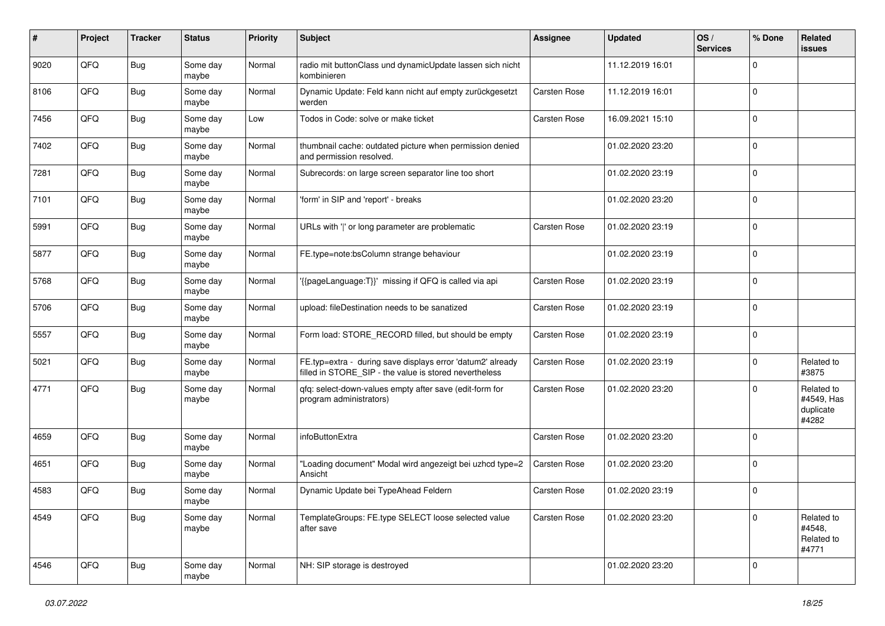| # | Project | Tracker | Status | Priority | Subject | Assignee | Updated | OS / Services | % Done | Related issues |
|---|---|---|---|---|---|---|---|---|---|---|
| 9020 | QFQ | Bug | Some day maybe | Normal | radio mit buttonClass und dynamicUpdate lassen sich nicht kombinieren | | 11.12.2019 16:01 | | 0 | |
| 8106 | QFQ | Bug | Some day maybe | Normal | Dynamic Update: Feld kann nicht auf empty zurückgesetzt werden | Carsten Rose | 11.12.2019 16:01 | | 0 | |
| 7456 | QFQ | Bug | Some day maybe | Low | Todos in Code: solve or make ticket | Carsten Rose | 16.09.2021 15:10 | | 0 | |
| 7402 | QFQ | Bug | Some day maybe | Normal | thumbnail cache: outdated picture when permission denied and permission resolved. | | 01.02.2020 23:20 | | 0 | |
| 7281 | QFQ | Bug | Some day maybe | Normal | Subrecords: on large screen separator line too short | | 01.02.2020 23:19 | | 0 | |
| 7101 | QFQ | Bug | Some day maybe | Normal | 'form' in SIP and 'report' - breaks | | 01.02.2020 23:20 | | 0 | |
| 5991 | QFQ | Bug | Some day maybe | Normal | URLs with '\|' or long parameter are problematic | Carsten Rose | 01.02.2020 23:19 | | 0 | |
| 5877 | QFQ | Bug | Some day maybe | Normal | FE.type=note:bsColumn strange behaviour | | 01.02.2020 23:19 | | 0 | |
| 5768 | QFQ | Bug | Some day maybe | Normal | '{{pageLanguage:T}}' missing if QFQ is called via api | Carsten Rose | 01.02.2020 23:19 | | 0 | |
| 5706 | QFQ | Bug | Some day maybe | Normal | upload: fileDestination needs to be sanatized | Carsten Rose | 01.02.2020 23:19 | | 0 | |
| 5557 | QFQ | Bug | Some day maybe | Normal | Form load: STORE_RECORD filled, but should be empty | Carsten Rose | 01.02.2020 23:19 | | 0 | |
| 5021 | QFQ | Bug | Some day maybe | Normal | FE.typ=extra - during save displays error 'datum2' already filled in STORE_SIP - the value is stored nevertheless | Carsten Rose | 01.02.2020 23:19 | | 0 | Related to #3875 |
| 4771 | QFQ | Bug | Some day maybe | Normal | qfq: select-down-values empty after save (edit-form for program administrators) | Carsten Rose | 01.02.2020 23:20 | | 0 | Related to #4549, Has duplicate #4282 |
| 4659 | QFQ | Bug | Some day maybe | Normal | infoButtonExtra | Carsten Rose | 01.02.2020 23:20 | | 0 | |
| 4651 | QFQ | Bug | Some day maybe | Normal | "Loading document" Modal wird angezeigt bei uzhcd type=2 Ansicht | Carsten Rose | 01.02.2020 23:20 | | 0 | |
| 4583 | QFQ | Bug | Some day maybe | Normal | Dynamic Update bei TypeAhead Feldern | Carsten Rose | 01.02.2020 23:19 | | 0 | |
| 4549 | QFQ | Bug | Some day maybe | Normal | TemplateGroups: FE.type SELECT loose selected value after save | Carsten Rose | 01.02.2020 23:20 | | 0 | Related to #4548, Related to #4771 |
| 4546 | QFQ | Bug | Some day maybe | Normal | NH: SIP storage is destroyed | | 01.02.2020 23:20 | | 0 | |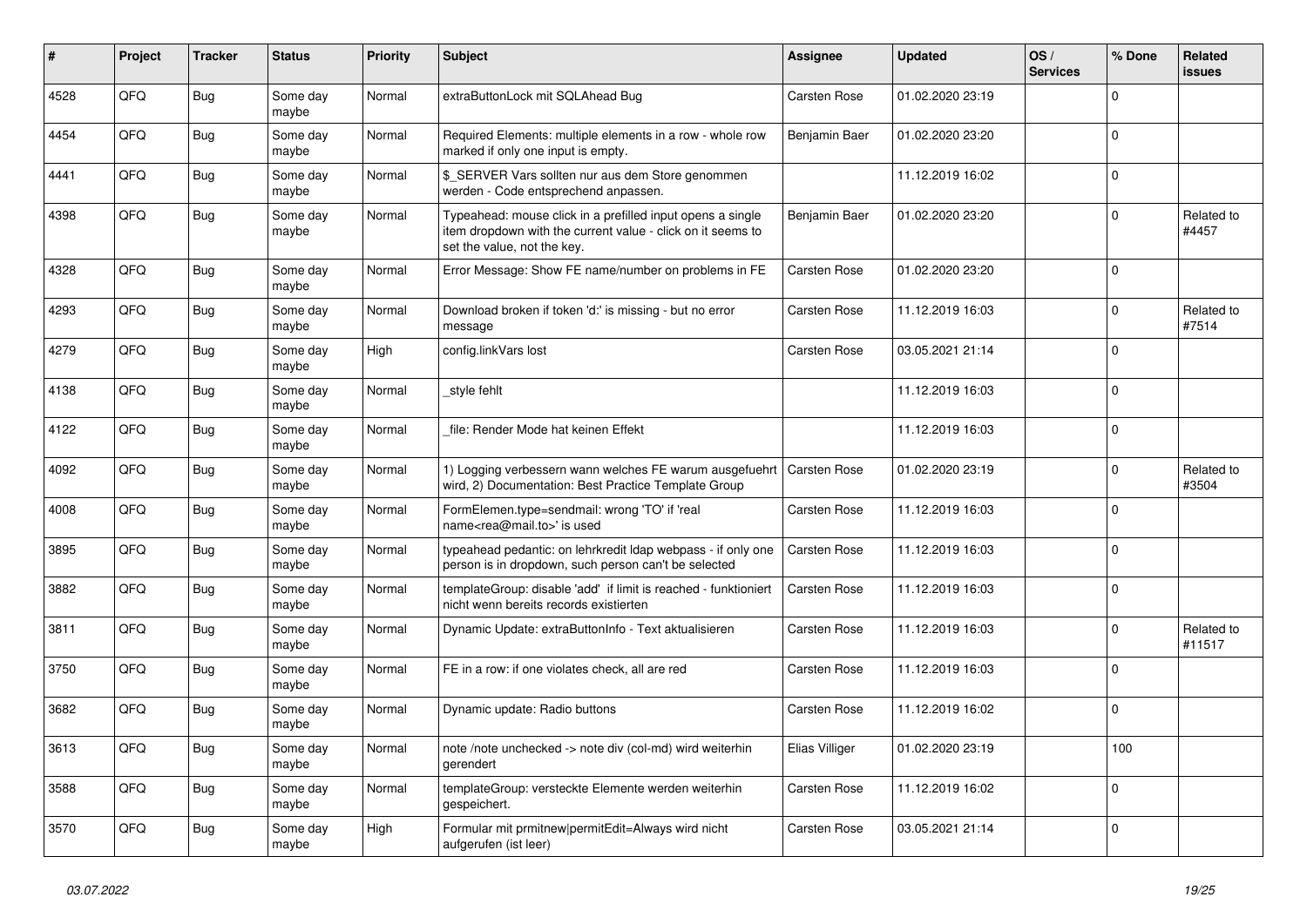| # | Project | Tracker | Status | Priority | Subject | Assignee | Updated | OS / Services | % Done | Related issues |
|---|---|---|---|---|---|---|---|---|---|---|
| 4528 | QFQ | Bug | Some day maybe | Normal | extraButtonLock mit SQLAhead Bug | Carsten Rose | 01.02.2020 23:19 | | 0 | |
| 4454 | QFQ | Bug | Some day maybe | Normal | Required Elements: multiple elements in a row - whole row marked if only one input is empty. | Benjamin Baer | 01.02.2020 23:20 | | 0 | |
| 4441 | QFQ | Bug | Some day maybe | Normal | $_SERVER Vars sollten nur aus dem Store genommen werden - Code entsprechend anpassen. | | 11.12.2019 16:02 | | 0 | |
| 4398 | QFQ | Bug | Some day maybe | Normal | Typeahead: mouse click in a prefilled input opens a single item dropdown with the current value - click on it seems to set the value, not the key. | Benjamin Baer | 01.02.2020 23:20 | | 0 | Related to #4457 |
| 4328 | QFQ | Bug | Some day maybe | Normal | Error Message: Show FE name/number on problems in FE | Carsten Rose | 01.02.2020 23:20 | | 0 | |
| 4293 | QFQ | Bug | Some day maybe | Normal | Download broken if token 'd:' is missing - but no error message | Carsten Rose | 11.12.2019 16:03 | | 0 | Related to #7514 |
| 4279 | QFQ | Bug | Some day maybe | High | config.linkVars lost | Carsten Rose | 03.05.2021 21:14 | | 0 | |
| 4138 | QFQ | Bug | Some day maybe | Normal | _style fehlt | | 11.12.2019 16:03 | | 0 | |
| 4122 | QFQ | Bug | Some day maybe | Normal | _file: Render Mode hat keinen Effekt | | 11.12.2019 16:03 | | 0 | |
| 4092 | QFQ | Bug | Some day maybe | Normal | 1) Logging verbessern wann welches FE warum ausgefuehrt wird, 2) Documentation: Best Practice Template Group | Carsten Rose | 01.02.2020 23:19 | | 0 | Related to #3504 |
| 4008 | QFQ | Bug | Some day maybe | Normal | FormElemen.type=sendmail: wrong 'TO' if 'real name<rea@mail.to>' is used | Carsten Rose | 11.12.2019 16:03 | | 0 | |
| 3895 | QFQ | Bug | Some day maybe | Normal | typeahead pedantic: on lehrkredit ldap webpass - if only one person is in dropdown, such person can't be selected | Carsten Rose | 11.12.2019 16:03 | | 0 | |
| 3882 | QFQ | Bug | Some day maybe | Normal | templateGroup: disable 'add' if limit is reached - funktioniert nicht wenn bereits records existierten | Carsten Rose | 11.12.2019 16:03 | | 0 | |
| 3811 | QFQ | Bug | Some day maybe | Normal | Dynamic Update: extraButtonInfo - Text aktualisieren | Carsten Rose | 11.12.2019 16:03 | | 0 | Related to #11517 |
| 3750 | QFQ | Bug | Some day maybe | Normal | FE in a row: if one violates check, all are red | Carsten Rose | 11.12.2019 16:03 | | 0 | |
| 3682 | QFQ | Bug | Some day maybe | Normal | Dynamic update: Radio buttons | Carsten Rose | 11.12.2019 16:02 | | 0 | |
| 3613 | QFQ | Bug | Some day maybe | Normal | note /note unchecked -> note div (col-md) wird weiterhin gerendert | Elias Villiger | 01.02.2020 23:19 | | 100 | |
| 3588 | QFQ | Bug | Some day maybe | Normal | templateGroup: versteckte Elemente werden weiterhin gespeichert. | Carsten Rose | 11.12.2019 16:02 | | 0 | |
| 3570 | QFQ | Bug | Some day maybe | High | Formular mit prmitnew\|permitEdit=Always wird nicht aufgerufen (ist leer) | Carsten Rose | 03.05.2021 21:14 | | 0 | |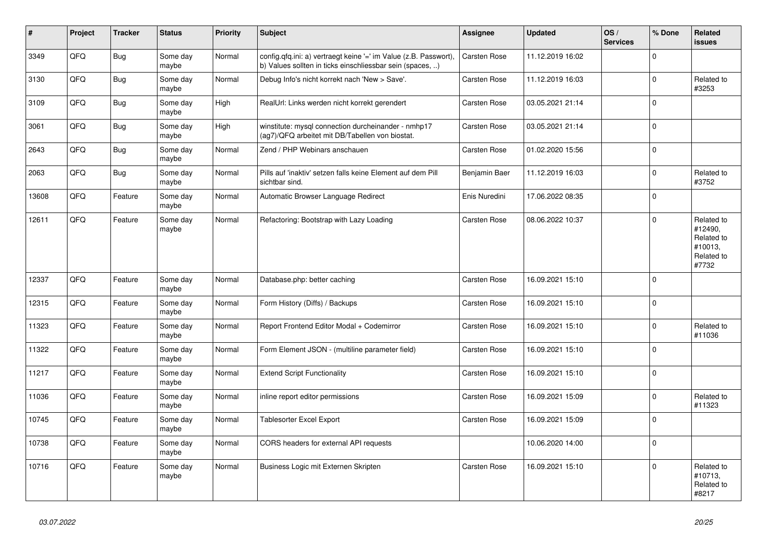| # | Project | Tracker | Status | Priority | Subject | Assignee | Updated | OS / Services | % Done | Related issues |
|---|---|---|---|---|---|---|---|---|---|---|
| 3349 | QFQ | Bug | Some day maybe | Normal | config.qfq.ini: a) vertraegt keine '=' im Value (z.B. Passwort), b) Values sollten in ticks einschliessbar sein (spaces, ..) | Carsten Rose | 11.12.2019 16:02 | | 0 | |
| 3130 | QFQ | Bug | Some day maybe | Normal | Debug Info's nicht korrekt nach 'New > Save'. | Carsten Rose | 11.12.2019 16:03 | | 0 | Related to #3253 |
| 3109 | QFQ | Bug | Some day maybe | High | RealUrl: Links werden nicht korrekt gerendert | Carsten Rose | 03.05.2021 21:14 | | 0 | |
| 3061 | QFQ | Bug | Some day maybe | High | winstitute: mysql connection durcheinander - nmhp17 (ag7)/QFQ arbeitet mit DB/Tabellen von biostat. | Carsten Rose | 03.05.2021 21:14 | | 0 | |
| 2643 | QFQ | Bug | Some day maybe | Normal | Zend / PHP Webinars anschauen | Carsten Rose | 01.02.2020 15:56 | | 0 | |
| 2063 | QFQ | Bug | Some day maybe | Normal | Pills auf 'inaktiv' setzen falls keine Element auf dem Pill sichtbar sind. | Benjamin Baer | 11.12.2019 16:03 | | 0 | Related to #3752 |
| 13608 | QFQ | Feature | Some day maybe | Normal | Automatic Browser Language Redirect | Enis Nuredini | 17.06.2022 08:35 | | 0 | |
| 12611 | QFQ | Feature | Some day maybe | Normal | Refactoring: Bootstrap with Lazy Loading | Carsten Rose | 08.06.2022 10:37 | | 0 | Related to #12490, Related to #10013, Related to #7732 |
| 12337 | QFQ | Feature | Some day maybe | Normal | Database.php: better caching | Carsten Rose | 16.09.2021 15:10 | | 0 | |
| 12315 | QFQ | Feature | Some day maybe | Normal | Form History (Diffs) / Backups | Carsten Rose | 16.09.2021 15:10 | | 0 | |
| 11323 | QFQ | Feature | Some day maybe | Normal | Report Frontend Editor Modal + Codemirror | Carsten Rose | 16.09.2021 15:10 | | 0 | Related to #11036 |
| 11322 | QFQ | Feature | Some day maybe | Normal | Form Element JSON - (multiline parameter field) | Carsten Rose | 16.09.2021 15:10 | | 0 | |
| 11217 | QFQ | Feature | Some day maybe | Normal | Extend Script Functionality | Carsten Rose | 16.09.2021 15:10 | | 0 | |
| 11036 | QFQ | Feature | Some day maybe | Normal | inline report editor permissions | Carsten Rose | 16.09.2021 15:09 | | 0 | Related to #11323 |
| 10745 | QFQ | Feature | Some day maybe | Normal | Tablesorter Excel Export | Carsten Rose | 16.09.2021 15:09 | | 0 | |
| 10738 | QFQ | Feature | Some day maybe | Normal | CORS headers for external API requests | | 10.06.2020 14:00 | | 0 | |
| 10716 | QFQ | Feature | Some day maybe | Normal | Business Logic mit Externen Skripten | Carsten Rose | 16.09.2021 15:10 | | 0 | Related to #10713, Related to #8217 |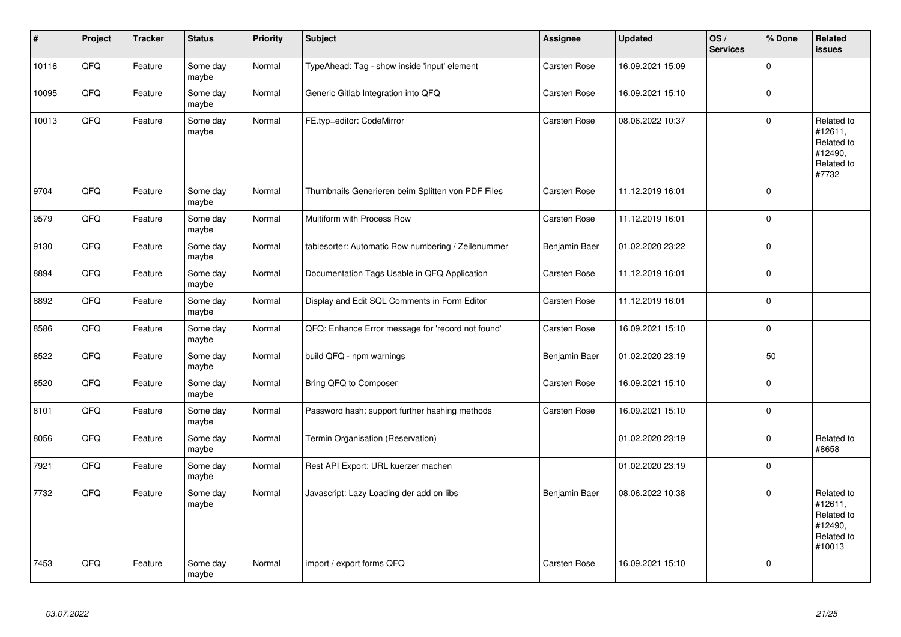| # | Project | Tracker | Status | Priority | Subject | Assignee | Updated | OS / Services | % Done | Related issues |
|---|---|---|---|---|---|---|---|---|---|---|
| 10116 | QFQ | Feature | Some day maybe | Normal | TypeAhead: Tag - show inside 'input' element | Carsten Rose | 16.09.2021 15:09 | | 0 | |
| 10095 | QFQ | Feature | Some day maybe | Normal | Generic Gitlab Integration into QFQ | Carsten Rose | 16.09.2021 15:10 | | 0 | |
| 10013 | QFQ | Feature | Some day maybe | Normal | FE.typ=editor: CodeMirror | Carsten Rose | 08.06.2022 10:37 | | 0 | Related to #12611, Related to #12490, Related to #7732 |
| 9704 | QFQ | Feature | Some day maybe | Normal | Thumbnails Generieren beim Splitten von PDF Files | Carsten Rose | 11.12.2019 16:01 | | 0 | |
| 9579 | QFQ | Feature | Some day maybe | Normal | Multiform with Process Row | Carsten Rose | 11.12.2019 16:01 | | 0 | |
| 9130 | QFQ | Feature | Some day maybe | Normal | tablesorter: Automatic Row numbering / Zeilenummer | Benjamin Baer | 01.02.2020 23:22 | | 0 | |
| 8894 | QFQ | Feature | Some day maybe | Normal | Documentation Tags Usable in QFQ Application | Carsten Rose | 11.12.2019 16:01 | | 0 | |
| 8892 | QFQ | Feature | Some day maybe | Normal | Display and Edit SQL Comments in Form Editor | Carsten Rose | 11.12.2019 16:01 | | 0 | |
| 8586 | QFQ | Feature | Some day maybe | Normal | QFQ: Enhance Error message for 'record not found' | Carsten Rose | 16.09.2021 15:10 | | 0 | |
| 8522 | QFQ | Feature | Some day maybe | Normal | build QFQ - npm warnings | Benjamin Baer | 01.02.2020 23:19 | | 50 | |
| 8520 | QFQ | Feature | Some day maybe | Normal | Bring QFQ to Composer | Carsten Rose | 16.09.2021 15:10 | | 0 | |
| 8101 | QFQ | Feature | Some day maybe | Normal | Password hash: support further hashing methods | Carsten Rose | 16.09.2021 15:10 | | 0 | |
| 8056 | QFQ | Feature | Some day maybe | Normal | Termin Organisation (Reservation) | | 01.02.2020 23:19 | | 0 | Related to #8658 |
| 7921 | QFQ | Feature | Some day maybe | Normal | Rest API Export: URL kuerzer machen | | 01.02.2020 23:19 | | 0 | |
| 7732 | QFQ | Feature | Some day maybe | Normal | Javascript: Lazy Loading der add on libs | Benjamin Baer | 08.06.2022 10:38 | | 0 | Related to #12611, Related to #12490, Related to #10013 |
| 7453 | QFQ | Feature | Some day maybe | Normal | import / export forms QFQ | Carsten Rose | 16.09.2021 15:10 | | 0 | |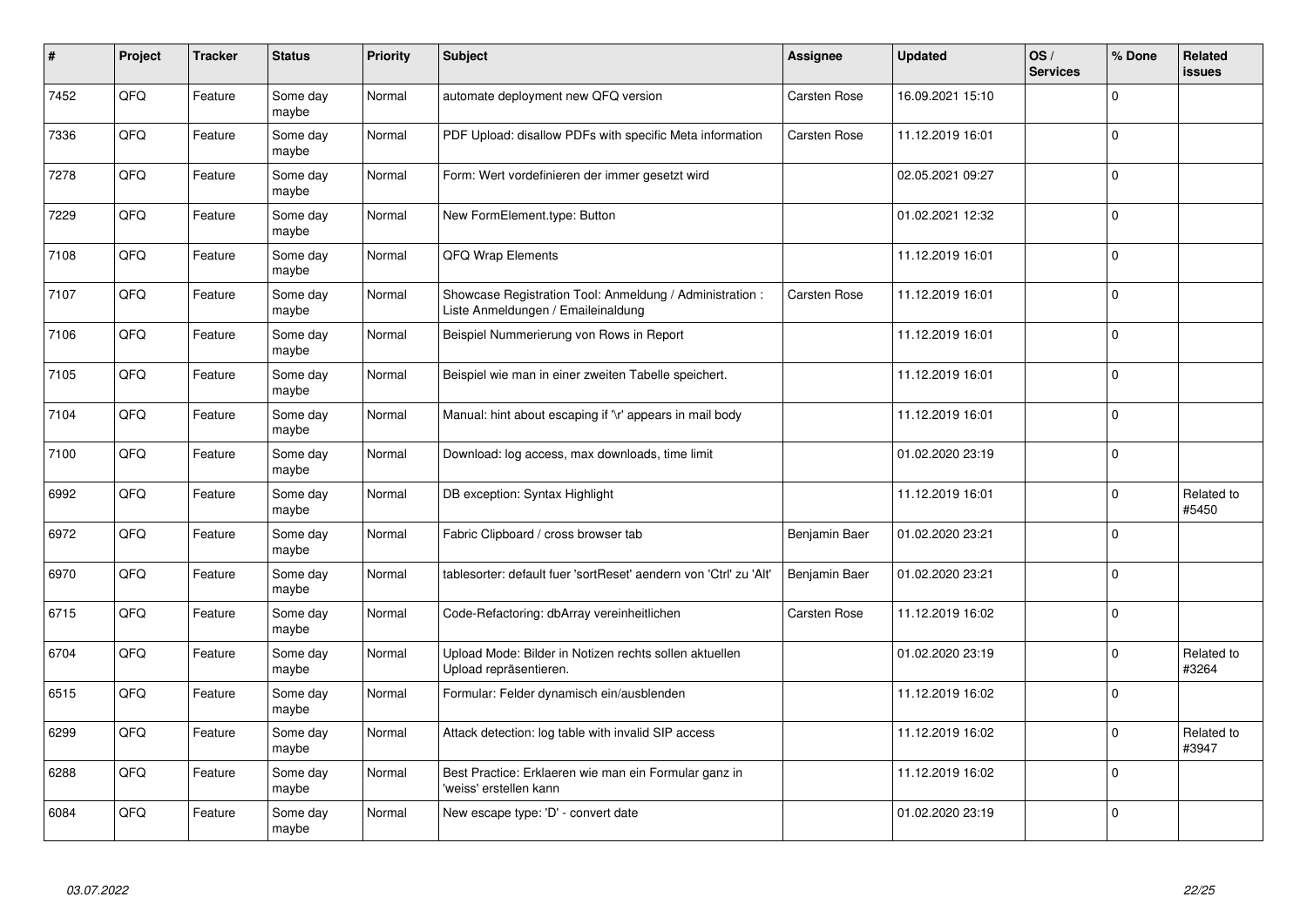| # | Project | Tracker | Status | Priority | Subject | Assignee | Updated | OS / Services | % Done | Related issues |
|---|---|---|---|---|---|---|---|---|---|---|
| 7452 | QFQ | Feature | Some day maybe | Normal | automate deployment new QFQ version | Carsten Rose | 16.09.2021 15:10 | | 0 | |
| 7336 | QFQ | Feature | Some day maybe | Normal | PDF Upload: disallow PDFs with specific Meta information | Carsten Rose | 11.12.2019 16:01 | | 0 | |
| 7278 | QFQ | Feature | Some day maybe | Normal | Form: Wert vordefinieren der immer gesetzt wird | | 02.05.2021 09:27 | | 0 | |
| 7229 | QFQ | Feature | Some day maybe | Normal | New FormElement.type: Button | | 01.02.2021 12:32 | | 0 | |
| 7108 | QFQ | Feature | Some day maybe | Normal | QFQ Wrap Elements | | 11.12.2019 16:01 | | 0 | |
| 7107 | QFQ | Feature | Some day maybe | Normal | Showcase Registration Tool: Anmeldung / Administration : Liste Anmeldungen / Emaileinaldung | Carsten Rose | 11.12.2019 16:01 | | 0 | |
| 7106 | QFQ | Feature | Some day maybe | Normal | Beispiel Nummerierung von Rows in Report | | 11.12.2019 16:01 | | 0 | |
| 7105 | QFQ | Feature | Some day maybe | Normal | Beispiel wie man in einer zweiten Tabelle speichert. | | 11.12.2019 16:01 | | 0 | |
| 7104 | QFQ | Feature | Some day maybe | Normal | Manual: hint about escaping if '\r' appears in mail body | | 11.12.2019 16:01 | | 0 | |
| 7100 | QFQ | Feature | Some day maybe | Normal | Download: log access, max downloads, time limit | | 01.02.2020 23:19 | | 0 | |
| 6992 | QFQ | Feature | Some day maybe | Normal | DB exception: Syntax Highlight | | 11.12.2019 16:01 | | 0 | Related to #5450 |
| 6972 | QFQ | Feature | Some day maybe | Normal | Fabric Clipboard / cross browser tab | Benjamin Baer | 01.02.2020 23:21 | | 0 | |
| 6970 | QFQ | Feature | Some day maybe | Normal | tablesorter: default fuer 'sortReset' aendern von 'Ctrl' zu 'Alt' | Benjamin Baer | 01.02.2020 23:21 | | 0 | |
| 6715 | QFQ | Feature | Some day maybe | Normal | Code-Refactoring: dbArray vereinheitlichen | Carsten Rose | 11.12.2019 16:02 | | 0 | |
| 6704 | QFQ | Feature | Some day maybe | Normal | Upload Mode: Bilder in Notizen rechts sollen aktuellen Upload repräsentieren. | | 01.02.2020 23:19 | | 0 | Related to #3264 |
| 6515 | QFQ | Feature | Some day maybe | Normal | Formular: Felder dynamisch ein/ausblenden | | 11.12.2019 16:02 | | 0 | |
| 6299 | QFQ | Feature | Some day maybe | Normal | Attack detection: log table with invalid SIP access | | 11.12.2019 16:02 | | 0 | Related to #3947 |
| 6288 | QFQ | Feature | Some day maybe | Normal | Best Practice: Erklaeren wie man ein Formular ganz in 'weiss' erstellen kann | | 11.12.2019 16:02 | | 0 | |
| 6084 | QFQ | Feature | Some day maybe | Normal | New escape type: 'D' - convert date | | 01.02.2020 23:19 | | 0 | |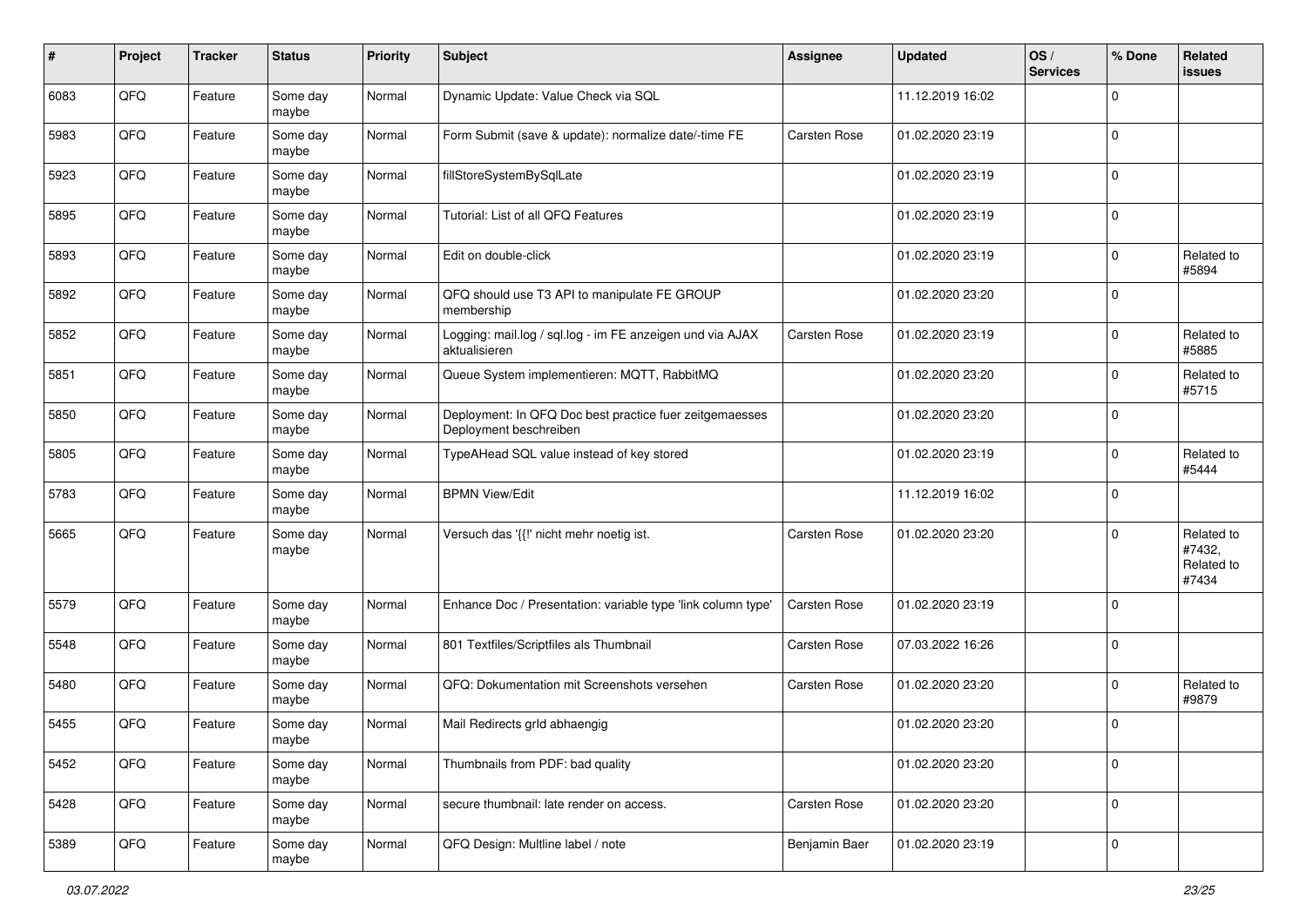| # | Project | Tracker | Status | Priority | Subject | Assignee | Updated | OS / Services | % Done | Related issues |
|---|---|---|---|---|---|---|---|---|---|---|
| 6083 | QFQ | Feature | Some day maybe | Normal | Dynamic Update: Value Check via SQL | | 11.12.2019 16:02 | | 0 | |
| 5983 | QFQ | Feature | Some day maybe | Normal | Form Submit (save & update): normalize date/-time FE | Carsten Rose | 01.02.2020 23:19 | | 0 | |
| 5923 | QFQ | Feature | Some day maybe | Normal | fillStoreSystemBySqlLate | | 01.02.2020 23:19 | | 0 | |
| 5895 | QFQ | Feature | Some day maybe | Normal | Tutorial: List of all QFQ Features | | 01.02.2020 23:19 | | 0 | |
| 5893 | QFQ | Feature | Some day maybe | Normal | Edit on double-click | | 01.02.2020 23:19 | | 0 | Related to #5894 |
| 5892 | QFQ | Feature | Some day maybe | Normal | QFQ should use T3 API to manipulate FE GROUP membership | | 01.02.2020 23:20 | | 0 | |
| 5852 | QFQ | Feature | Some day maybe | Normal | Logging: mail.log / sql.log - im FE anzeigen und via AJAX aktualisieren | Carsten Rose | 01.02.2020 23:19 | | 0 | Related to #5885 |
| 5851 | QFQ | Feature | Some day maybe | Normal | Queue System implementieren: MQTT, RabbitMQ | | 01.02.2020 23:20 | | 0 | Related to #5715 |
| 5850 | QFQ | Feature | Some day maybe | Normal | Deployment: In QFQ Doc best practice fuer zeitgemaesses Deployment beschreiben | | 01.02.2020 23:20 | | 0 | |
| 5805 | QFQ | Feature | Some day maybe | Normal | TypeAHead SQL value instead of key stored | | 01.02.2020 23:19 | | 0 | Related to #5444 |
| 5783 | QFQ | Feature | Some day maybe | Normal | BPMN View/Edit | | 11.12.2019 16:02 | | 0 | |
| 5665 | QFQ | Feature | Some day maybe | Normal | Versuch das '{{!' nicht mehr noetig ist. | Carsten Rose | 01.02.2020 23:20 | | 0 | Related to #7432, Related to #7434 |
| 5579 | QFQ | Feature | Some day maybe | Normal | Enhance Doc / Presentation: variable type 'link column type' | Carsten Rose | 01.02.2020 23:19 | | 0 | |
| 5548 | QFQ | Feature | Some day maybe | Normal | 801 Textfiles/Scriptfiles als Thumbnail | Carsten Rose | 07.03.2022 16:26 | | 0 | |
| 5480 | QFQ | Feature | Some day maybe | Normal | QFQ: Dokumentation mit Screenshots versehen | Carsten Rose | 01.02.2020 23:20 | | 0 | Related to #9879 |
| 5455 | QFQ | Feature | Some day maybe | Normal | Mail Redirects grId abhaengig | | 01.02.2020 23:20 | | 0 | |
| 5452 | QFQ | Feature | Some day maybe | Normal | Thumbnails from PDF: bad quality | | 01.02.2020 23:20 | | 0 | |
| 5428 | QFQ | Feature | Some day maybe | Normal | secure thumbnail: late render on access. | Carsten Rose | 01.02.2020 23:20 | | 0 | |
| 5389 | QFQ | Feature | Some day maybe | Normal | QFQ Design: Multline label / note | Benjamin Baer | 01.02.2020 23:19 | | 0 | |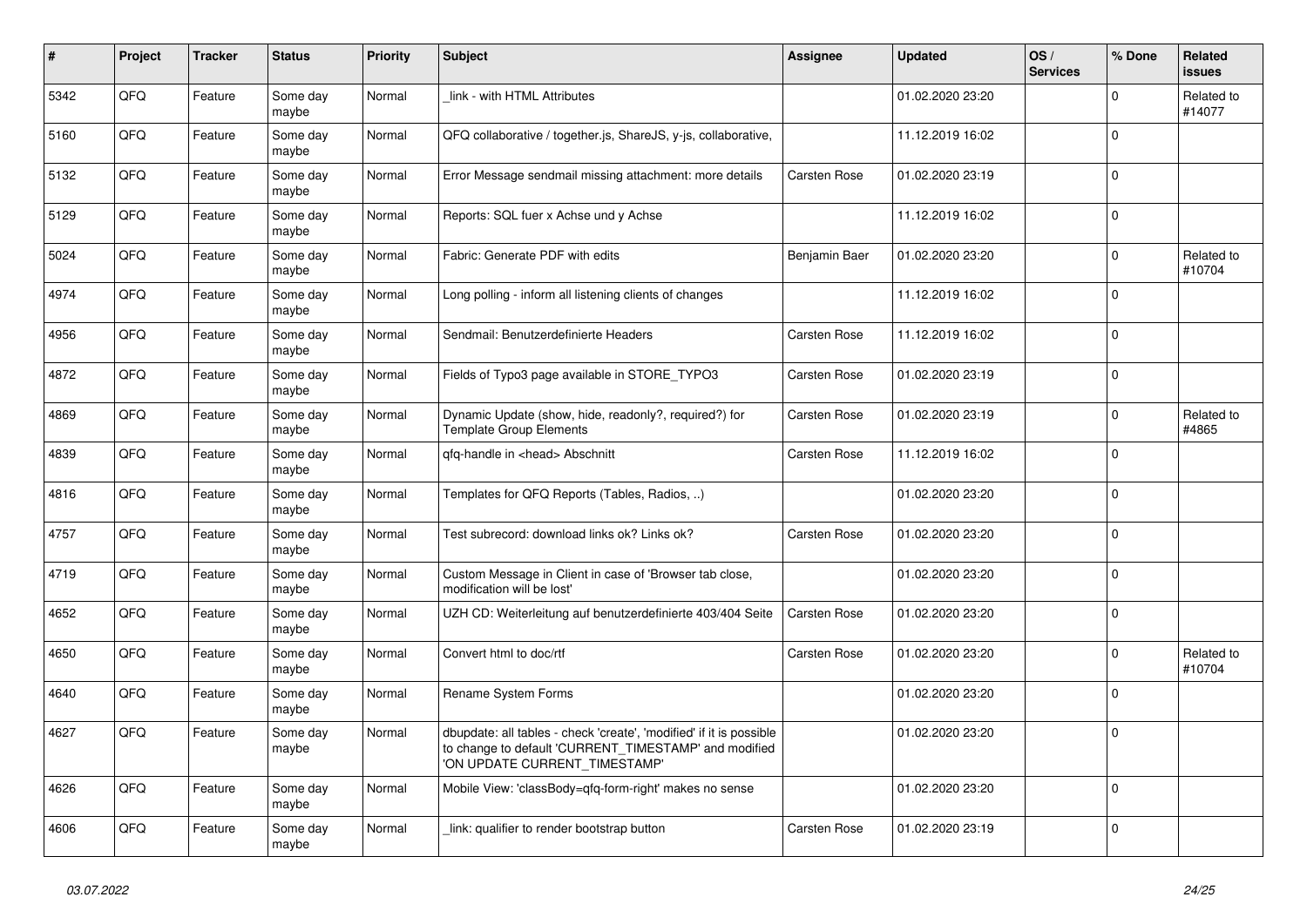| # | Project | Tracker | Status | Priority | Subject | Assignee | Updated | OS / Services | % Done | Related issues |
|---|---|---|---|---|---|---|---|---|---|---|
| 5342 | QFQ | Feature | Some day maybe | Normal | _link - with HTML Attributes | | 01.02.2020 23:20 | | 0 | Related to #14077 |
| 5160 | QFQ | Feature | Some day maybe | Normal | QFQ collaborative / together.js, ShareJS, y-js, collaborative, | | 11.12.2019 16:02 | | 0 | |
| 5132 | QFQ | Feature | Some day maybe | Normal | Error Message sendmail missing attachment: more details | Carsten Rose | 01.02.2020 23:19 | | 0 | |
| 5129 | QFQ | Feature | Some day maybe | Normal | Reports: SQL fuer x Achse und y Achse | | 11.12.2019 16:02 | | 0 | |
| 5024 | QFQ | Feature | Some day maybe | Normal | Fabric: Generate PDF with edits | Benjamin Baer | 01.02.2020 23:20 | | 0 | Related to #10704 |
| 4974 | QFQ | Feature | Some day maybe | Normal | Long polling - inform all listening clients of changes | | 11.12.2019 16:02 | | 0 | |
| 4956 | QFQ | Feature | Some day maybe | Normal | Sendmail: Benutzerdefinierte Headers | Carsten Rose | 11.12.2019 16:02 | | 0 | |
| 4872 | QFQ | Feature | Some day maybe | Normal | Fields of Typo3 page available in STORE_TYPO3 | Carsten Rose | 01.02.2020 23:19 | | 0 | |
| 4869 | QFQ | Feature | Some day maybe | Normal | Dynamic Update (show, hide, readonly?, required?) for Template Group Elements | Carsten Rose | 01.02.2020 23:19 | | 0 | Related to #4865 |
| 4839 | QFQ | Feature | Some day maybe | Normal | qfq-handle in <head> Abschnitt | Carsten Rose | 11.12.2019 16:02 | | 0 | |
| 4816 | QFQ | Feature | Some day maybe | Normal | Templates for QFQ Reports (Tables, Radios, ..) | | 01.02.2020 23:20 | | 0 | |
| 4757 | QFQ | Feature | Some day maybe | Normal | Test subrecord: download links ok? Links ok? | Carsten Rose | 01.02.2020 23:20 | | 0 | |
| 4719 | QFQ | Feature | Some day maybe | Normal | Custom Message in Client in case of 'Browser tab close, modification will be lost' | | 01.02.2020 23:20 | | 0 | |
| 4652 | QFQ | Feature | Some day maybe | Normal | UZH CD: Weiterleitung auf benutzerdefinierte 403/404 Seite | Carsten Rose | 01.02.2020 23:20 | | 0 | |
| 4650 | QFQ | Feature | Some day maybe | Normal | Convert html to doc/rtf | Carsten Rose | 01.02.2020 23:20 | | 0 | Related to #10704 |
| 4640 | QFQ | Feature | Some day maybe | Normal | Rename System Forms | | 01.02.2020 23:20 | | 0 | |
| 4627 | QFQ | Feature | Some day maybe | Normal | dbupdate: all tables - check 'create', 'modified' if it is possible to change to default 'CURRENT_TIMESTAMP' and modified 'ON UPDATE CURRENT_TIMESTAMP' | | 01.02.2020 23:20 | | 0 | |
| 4626 | QFQ | Feature | Some day maybe | Normal | Mobile View: 'classBody=qfq-form-right' makes no sense | | 01.02.2020 23:20 | | 0 | |
| 4606 | QFQ | Feature | Some day maybe | Normal | _link: qualifier to render bootstrap button | Carsten Rose | 01.02.2020 23:19 | | 0 | |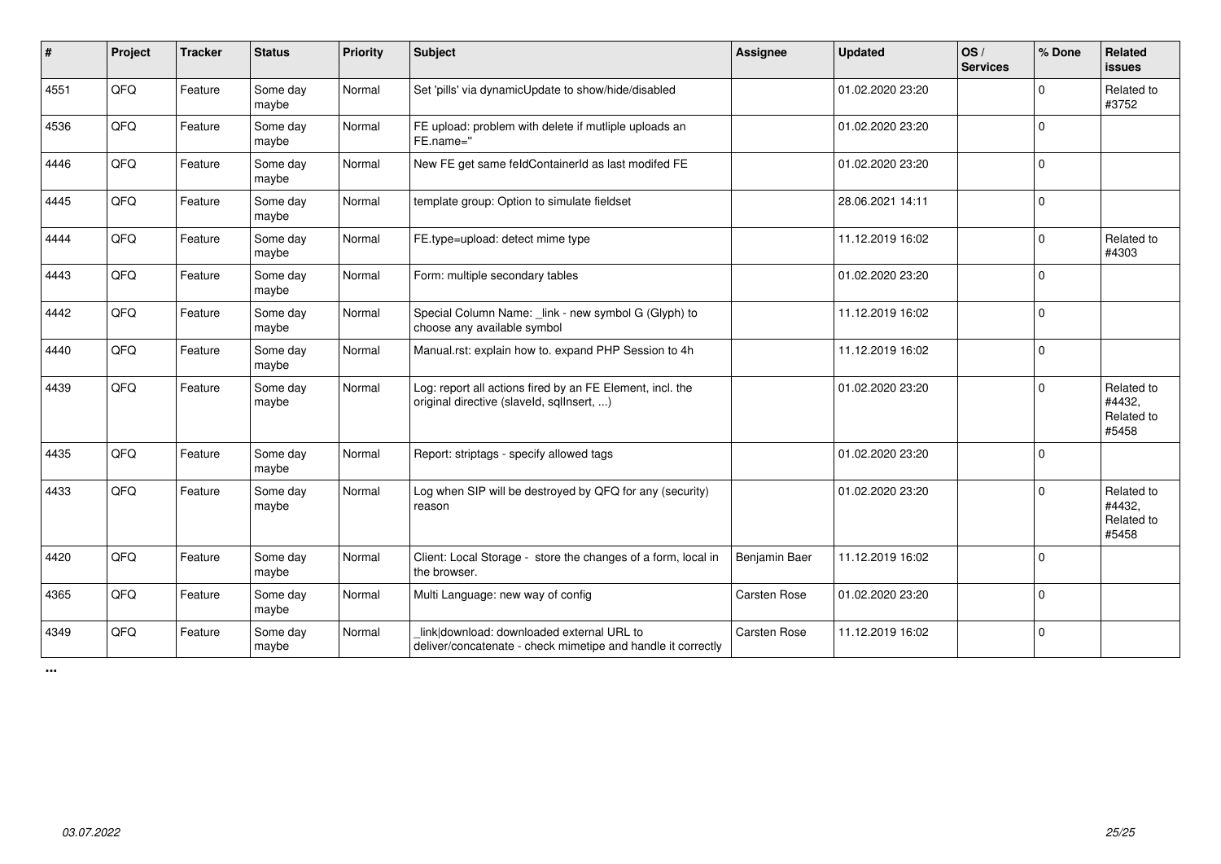| # | Project | Tracker | Status | Priority | Subject | Assignee | Updated | OS / Services | % Done | Related issues |
|---|---|---|---|---|---|---|---|---|---|---|
| 4551 | QFQ | Feature | Some day maybe | Normal | Set 'pills' via dynamicUpdate to show/hide/disabled | | 01.02.2020 23:20 | | 0 | Related to #3752 |
| 4536 | QFQ | Feature | Some day maybe | Normal | FE upload: problem with delete if mutliple uploads an FE.name=" | | 01.02.2020 23:20 | | 0 | |
| 4446 | QFQ | Feature | Some day maybe | Normal | New FE get same feldContainerId as last modifed FE | | 01.02.2020 23:20 | | 0 | |
| 4445 | QFQ | Feature | Some day maybe | Normal | template group: Option to simulate fieldset | | 28.06.2021 14:11 | | 0 | |
| 4444 | QFQ | Feature | Some day maybe | Normal | FE.type=upload: detect mime type | | 11.12.2019 16:02 | | 0 | Related to #4303 |
| 4443 | QFQ | Feature | Some day maybe | Normal | Form: multiple secondary tables | | 01.02.2020 23:20 | | 0 | |
| 4442 | QFQ | Feature | Some day maybe | Normal | Special Column Name: _link - new symbol G (Glyph) to choose any available symbol | | 11.12.2019 16:02 | | 0 | |
| 4440 | QFQ | Feature | Some day maybe | Normal | Manual.rst: explain how to. expand PHP Session to 4h | | 11.12.2019 16:02 | | 0 | |
| 4439 | QFQ | Feature | Some day maybe | Normal | Log: report all actions fired by an FE Element, incl. the original directive (slaveId, sqlInsert, ...) | | 01.02.2020 23:20 | | 0 | Related to #4432, Related to #5458 |
| 4435 | QFQ | Feature | Some day maybe | Normal | Report: striptags - specify allowed tags | | 01.02.2020 23:20 | | 0 | |
| 4433 | QFQ | Feature | Some day maybe | Normal | Log when SIP will be destroyed by QFQ for any (security) reason | | 01.02.2020 23:20 | | 0 | Related to #4432, Related to #5458 |
| 4420 | QFQ | Feature | Some day maybe | Normal | Client: Local Storage - store the changes of a form, local in the browser. | Benjamin Baer | 11.12.2019 16:02 | | 0 | |
| 4365 | QFQ | Feature | Some day maybe | Normal | Multi Language: new way of config | Carsten Rose | 01.02.2020 23:20 | | 0 | |
| 4349 | QFQ | Feature | Some day maybe | Normal | _link\|download: downloaded external URL to deliver/concatenate - check mimetipe and handle it correctly | Carsten Rose | 11.12.2019 16:02 | | 0 | |

...